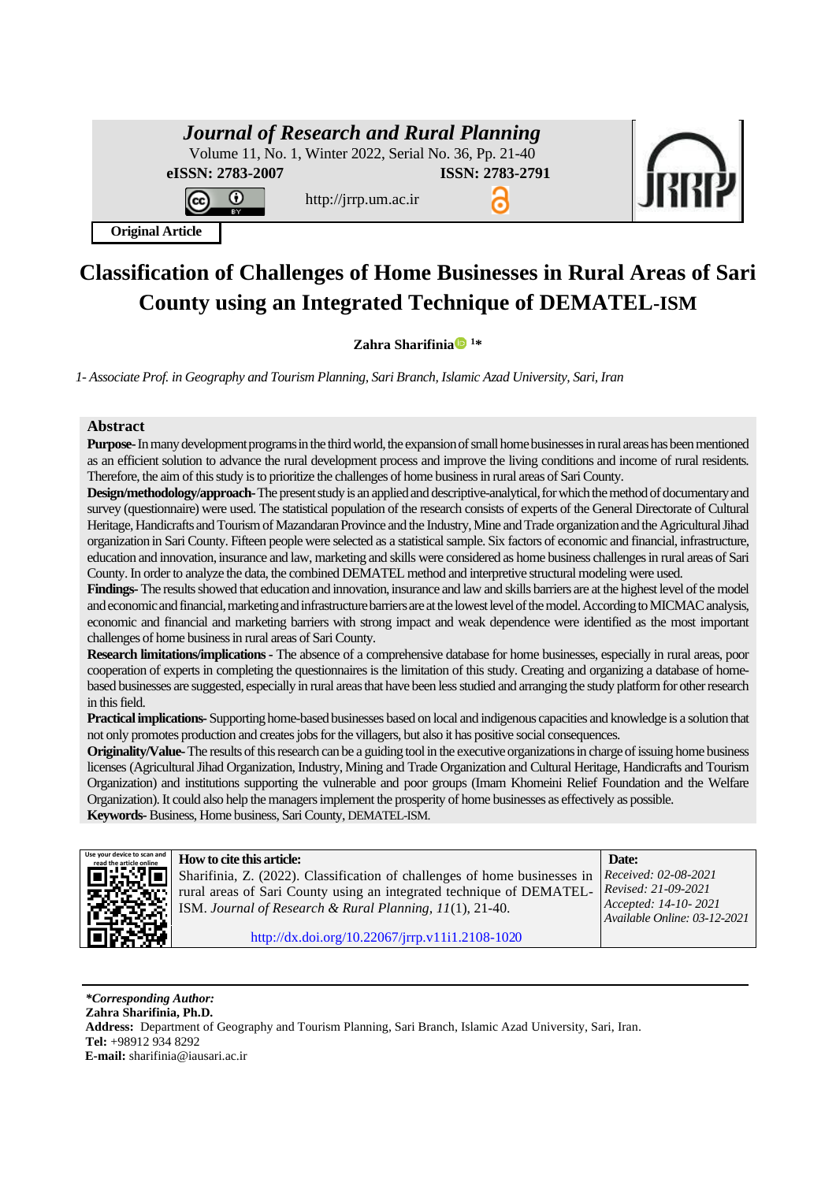**Original Article**

# Classification of Challenges of Home Businesses in Rural Areas of Sari County using an Integrated Technique of DEMATEL-ISM

**Zahra Sharifinia [1*]**

*1- Associate Prof. in Geography and Tourism Planning, Sari Branch, Islamic Azad University, Sari, Iran*

## Abstract

**Purpose-** In many development programs in the third world, the expansion of small home businesses in rural areas has been mentioned as an efficient solution to advance the rural development process and improve the living conditions and income of rural residents. Therefore, the aim of this study is to prioritize the challenges of home business in rural areas of Sari County.

**Design/methodology/approach-** The present study is an applied and descriptive-analytical, for which the method of documentary and survey (questionnaire) were used. The statistical population of the research consists of experts of the General Directorate of Cultural Heritage, Handicrafts and Tourism of Mazandaran Province and the Industry, Mine and Trade organization and the Agricultural Jihad organization in Sari County. Fifteen people were selected as a statistical sample. Six factors of economic and financial, infrastructure, education and innovation, insurance and law, marketing and skills were considered as home business challenges in rural areas of Sari County. In order to analyze the data, the combined DEMATEL method and interpretive structural modeling were used.

**Findings-** The results showed that education and innovation, insurance and law and skills barriers are at the highest level of the model and economic and financial, marketing and infrastructure barriers are at the lowest level of the model. According to MICMAC analysis, economic and financial and marketing barriers with strong impact and weak dependence were identified as the most important challenges of home business in rural areas of Sari County.

**Research limitations/implications -** The absence of a comprehensive database for home businesses, especially in rural areas, poor cooperation of experts in completing the questionnaires is the limitation of this study. Creating and organizing a database of home-based businesses are suggested, especially in rural areas that have been less studied and arranging the study platform for other research in this field.

**Practical implications-** Supporting home-based businesses based on local and indigenous capacities and knowledge is a solution that not only promotes production and creates jobs for the villagers, but also it has positive social consequences.

**Originality/Value-** The results of this research can be a guiding tool in the executive organizations in charge of issuing home business licenses (Agricultural Jihad Organization, Industry, Mining and Trade Organization and Cultural Heritage, Handicrafts and Tourism Organization) and institutions supporting the vulnerable and poor groups (Imam Khomeini Relief Foundation and the Welfare Organization). It could also help the managers implement the prosperity of home businesses as effectively as possible.

**Keywords-** Business, Home business, Sari County, DEMATEL-ISM.

| Use your device to scan and read the article online | How to cite this article: | Date: |
|---|---|---|
| | Sharifinia, Z. (2022). Classification of challenges of home businesses in rural areas of Sari County using an integrated technique of DEMATEL-ISM. *Journal of Research & Rural Planning, 11*(1), 21-40. http://dx.doi.org/10.22067/jrrp.v11i1.2108-1020 | *Received: 02-08-2021*<br>*Revised: 21-09-2021*<br>*Accepted: 14-10- 2021*<br>*Available Online: 03-12-2021* |

***Corresponding Author:***
**Zahra Sharifinia, Ph.D.**
**Address:** Department of Geography and Tourism Planning, Sari Branch, Islamic Azad University, Sari, Iran.
**Tel:** +98912 934 8292
**E-mail:** sharifinia@iausari.ac.ir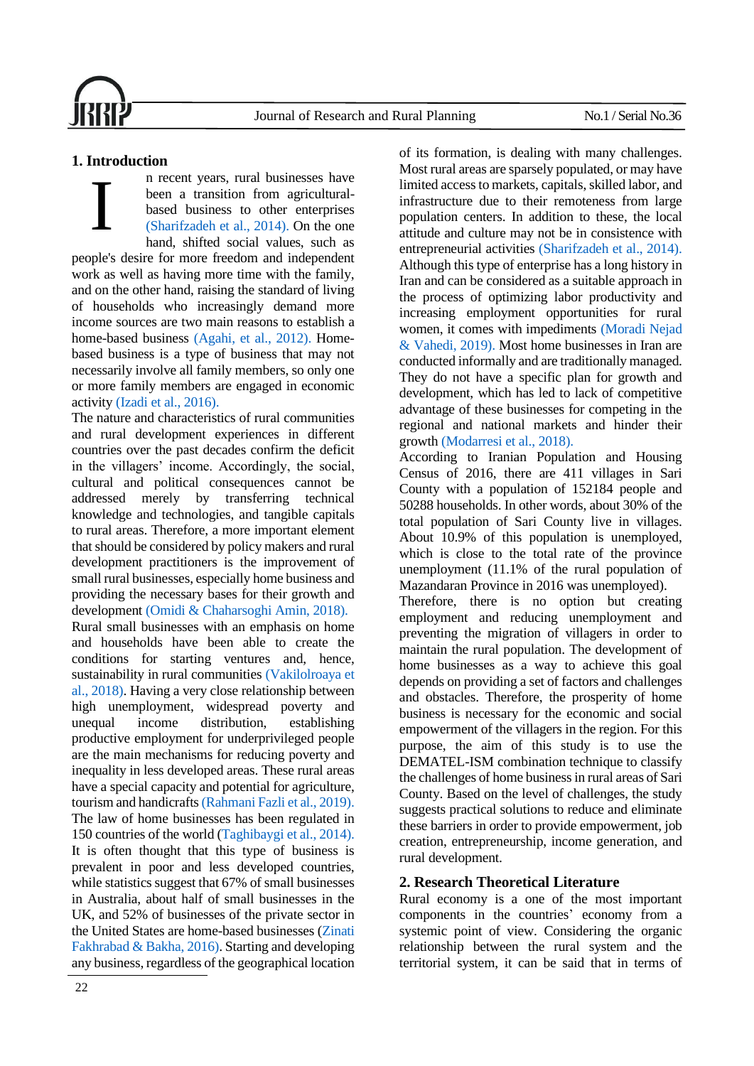## 1. Introduction

In recent years, rural businesses have been a transition from agricultural-based business to other enterprises (Sharifzadeh et al., 2014). On the one hand, shifted social values, such as people's desire for more freedom and independent work as well as having more time with the family, and on the other hand, raising the standard of living of households who increasingly demand more income sources are two main reasons to establish a home-based business (Agahi, et al., 2012). Home-based business is a type of business that may not necessarily involve all family members, so only one or more family members are engaged in economic activity (Izadi et al., 2016).

The nature and characteristics of rural communities and rural development experiences in different countries over the past decades confirm the deficit in the villagers' income. Accordingly, the social, cultural and political consequences cannot be addressed merely by transferring technical knowledge and technologies, and tangible capitals to rural areas. Therefore, a more important element that should be considered by policy makers and rural development practitioners is the improvement of small rural businesses, especially home business and providing the necessary bases for their growth and development (Omidi & Chaharsoghi Amin, 2018).

Rural small businesses with an emphasis on home and households have been able to create the conditions for starting ventures and, hence, sustainability in rural communities (Vakilolroaya et al., 2018). Having a very close relationship between high unemployment, widespread poverty and unequal income distribution, establishing productive employment for underprivileged people are the main mechanisms for reducing poverty and inequality in less developed areas. These rural areas have a special capacity and potential for agriculture, tourism and handicrafts (Rahmani Fazli et al., 2019).

The law of home businesses has been regulated in 150 countries of the world (Taghibaygi et al., 2014). It is often thought that this type of business is prevalent in poor and less developed countries, while statistics suggest that 67% of small businesses in Australia, about half of small businesses in the UK, and 52% of businesses of the private sector in the United States are home-based businesses (Zinati Fakhrabad & Bakha, 2016). Starting and developing any business, regardless of the geographical location of its formation, is dealing with many challenges. Most rural areas are sparsely populated, or may have limited access to markets, capitals, skilled labor, and infrastructure due to their remoteness from large population centers. In addition to these, the local attitude and culture may not be in consistence with entrepreneurial activities (Sharifzadeh et al., 2014). Although this type of enterprise has a long history in Iran and can be considered as a suitable approach in the process of optimizing labor productivity and increasing employment opportunities for rural women, it comes with impediments (Moradi Nejad & Vahedi, 2019). Most home businesses in Iran are conducted informally and are traditionally managed. They do not have a specific plan for growth and development, which has led to lack of competitive advantage of these businesses for competing in the regional and national markets and hinder their growth (Modarresi et al., 2018).

According to Iranian Population and Housing Census of 2016, there are 411 villages in Sari County with a population of 152184 people and 50288 households. In other words, about 30% of the total population of Sari County live in villages. About 10.9% of this population is unemployed, which is close to the total rate of the province unemployment (11.1% of the rural population of Mazandaran Province in 2016 was unemployed). Therefore, there is no option but creating employment and reducing unemployment and preventing the migration of villagers in order to maintain the rural population. The development of home businesses as a way to achieve this goal depends on providing a set of factors and challenges and obstacles. Therefore, the prosperity of home business is necessary for the economic and social empowerment of the villagers in the region. For this purpose, the aim of this study is to use the DEMATEL-ISM combination technique to classify the challenges of home business in rural areas of Sari County. Based on the level of challenges, the study suggests practical solutions to reduce and eliminate these barriers in order to provide empowerment, job creation, entrepreneurship, income generation, and rural development.

## 2. Research Theoretical Literature

Rural economy is a one of the most important components in the countries' economy from a systemic point of view. Considering the organic relationship between the rural system and the territorial system, it can be said that in terms of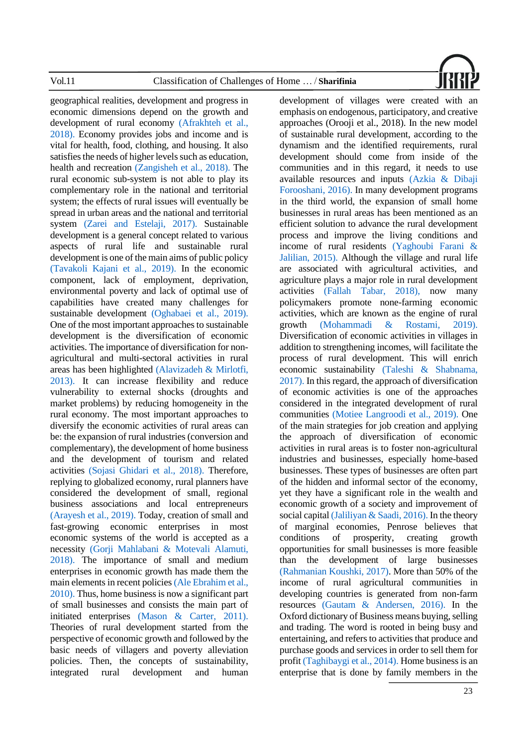geographical realities, development and progress in economic dimensions depend on the growth and development of rural economy (Afrakhteh et al., 2018). Economy provides jobs and income and is vital for health, food, clothing, and housing. It also satisfies the needs of higher levels such as education, health and recreation (Zangisheh et al., 2018). The rural economic sub-system is not able to play its complementary role in the national and territorial system; the effects of rural issues will eventually be spread in urban areas and the national and territorial system (Zarei and Estelaji, 2017). Sustainable development is a general concept related to various aspects of rural life and sustainable rural development is one of the main aims of public policy (Tavakoli Kajani et al., 2019). In the economic component, lack of employment, deprivation, environmental poverty and lack of optimal use of capabilities have created many challenges for sustainable development (Oghabaei et al., 2019). One of the most important approaches to sustainable development is the diversification of economic activities. The importance of diversification for non-agricultural and multi-sectoral activities in rural areas has been highlighted (Alavizadeh & Mirlotfi, 2013). It can increase flexibility and reduce vulnerability to external shocks (droughts and market problems) by reducing homogeneity in the rural economy. The most important approaches to diversify the economic activities of rural areas can be: the expansion of rural industries (conversion and complementary), the development of home business and the development of tourism and related activities (Sojasi Ghidari et al., 2018). Therefore, replying to globalized economy, rural planners have considered the development of small, regional business associations and local entrepreneurs (Arayesh et al., 2019). Today, creation of small and fast-growing economic enterprises in most economic systems of the world is accepted as a necessity (Gorji Mahlabani & Motevali Alamuti, 2018). The importance of small and medium enterprises in economic growth has made them the main elements in recent policies (Ale Ebrahim et al., 2010). Thus, home business is now a significant part of small businesses and consists the main part of initiated enterprises (Mason & Carter, 2011). Theories of rural development started from the perspective of economic growth and followed by the basic needs of villagers and poverty alleviation policies. Then, the concepts of sustainability, integrated rural development and human development of villages were created with an emphasis on endogenous, participatory, and creative approaches (Orooji et al., 2018). In the new model of sustainable rural development, according to the dynamism and the identified requirements, rural development should come from inside of the communities and in this regard, it needs to use available resources and inputs (Azkia & Dibaji Forooshani, 2016). In many development programs in the third world, the expansion of small home businesses in rural areas has been mentioned as an efficient solution to advance the rural development process and improve the living conditions and income of rural residents (Yaghoubi Farani & Jalilian, 2015). Although the village and rural life are associated with agricultural activities, and agriculture plays a major role in rural development activities (Fallah Tabar, 2018), now many policymakers promote none-farming economic activities, which are known as the engine of rural growth (Mohammadi & Rostami, 2019). Diversification of economic activities in villages in addition to strengthening incomes, will facilitate the process of rural development. This will enrich economic sustainability (Taleshi & Shabnama, 2017). In this regard, the approach of diversification of economic activities is one of the approaches considered in the integrated development of rural communities (Motiee Langroodi et al., 2019). One of the main strategies for job creation and applying the approach of diversification of economic activities in rural areas is to foster non-agricultural industries and businesses, especially home-based businesses. These types of businesses are often part of the hidden and informal sector of the economy, yet they have a significant role in the wealth and economic growth of a society and improvement of social capital (Jaliliyan & Saadi, 2016). In the theory of marginal economies, Penrose believes that conditions of prosperity, creating growth opportunities for small businesses is more feasible than the development of large businesses (Rahmanian Koushki, 2017). More than 50% of the income of rural agricultural communities in developing countries is generated from non-farm resources (Gautam & Andersen, 2016). In the Oxford dictionary of Business means buying, selling and trading. The word is rooted in being busy and entertaining, and refers to activities that produce and purchase goods and services in order to sell them for profit (Taghibaygi et al., 2014). Home business is an enterprise that is done by family members in the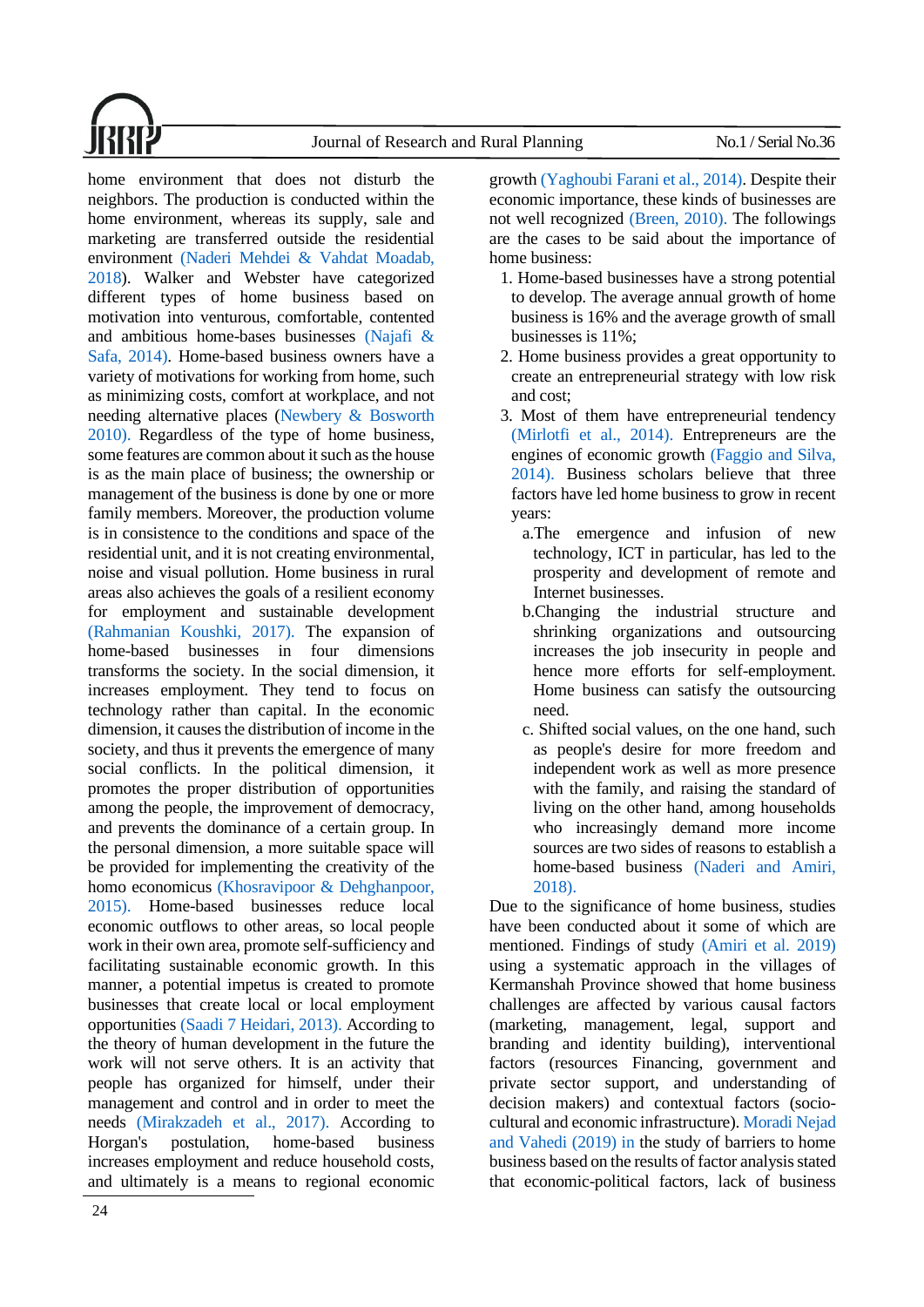home environment that does not disturb the neighbors. The production is conducted within the home environment, whereas its supply, sale and marketing are transferred outside the residential environment (Naderi Mehdei & Vahdat Moadab, 2018). Walker and Webster have categorized different types of home business based on motivation into venturous, comfortable, contented and ambitious home-bases businesses (Najafi & Safa, 2014). Home-based business owners have a variety of motivations for working from home, such as minimizing costs, comfort at workplace, and not needing alternative places (Newbery & Bosworth 2010). Regardless of the type of home business, some features are common about it such as the house is as the main place of business; the ownership or management of the business is done by one or more family members. Moreover, the production volume is in consistence to the conditions and space of the residential unit, and it is not creating environmental, noise and visual pollution. Home business in rural areas also achieves the goals of a resilient economy for employment and sustainable development (Rahmanian Koushki, 2017). The expansion of home-based businesses in four dimensions transforms the society. In the social dimension, it increases employment. They tend to focus on technology rather than capital. In the economic dimension, it causes the distribution of income in the society, and thus it prevents the emergence of many social conflicts. In the political dimension, it promotes the proper distribution of opportunities among the people, the improvement of democracy, and prevents the dominance of a certain group. In the personal dimension, a more suitable space will be provided for implementing the creativity of the homo economicus (Khosravipoor & Dehghanpoor, 2015). Home-based businesses reduce local economic outflows to other areas, so local people work in their own area, promote self-sufficiency and facilitating sustainable economic growth. In this manner, a potential impetus is created to promote businesses that create local or local employment opportunities (Saadi 7 Heidari, 2013). According to the theory of human development in the future the work will not serve others. It is an activity that people has organized for himself, under their management and control and in order to meet the needs (Mirakzadeh et al., 2017). According to Horgan's postulation, home-based business increases employment and reduce household costs, and ultimately is a means to regional economic growth (Yaghoubi Farani et al., 2014). Despite their economic importance, these kinds of businesses are not well recognized (Breen, 2010). The followings are the cases to be said about the importance of home business:

1. Home-based businesses have a strong potential to develop. The average annual growth of home business is 16% and the average growth of small businesses is 11%;
2. Home business provides a great opportunity to create an entrepreneurial strategy with low risk and cost;
3. Most of them have entrepreneurial tendency (Mirlotfi et al., 2014). Entrepreneurs are the engines of economic growth (Faggio and Silva, 2014). Business scholars believe that three factors have led home business to grow in recent years:
   a. The emergence and infusion of new technology, ICT in particular, has led to the prosperity and development of remote and Internet businesses.
   b. Changing the industrial structure and shrinking organizations and outsourcing increases the job insecurity in people and hence more efforts for self-employment. Home business can satisfy the outsourcing need.
   c. Shifted social values, on the one hand, such as people's desire for more freedom and independent work as well as more presence with the family, and raising the standard of living on the other hand, among households who increasingly demand more income sources are two sides of reasons to establish a home-based business (Naderi and Amiri, 2018).

Due to the significance of home business, studies have been conducted about it some of which are mentioned. Findings of study (Amiri et al. 2019) using a systematic approach in the villages of Kermanshah Province showed that home business challenges are affected by various causal factors (marketing, management, legal, support and branding and identity building), interventional factors (resources Financing, government and private sector support, and understanding of decision makers) and contextual factors (socio-cultural and economic infrastructure). Moradi Nejad and Vahedi (2019) in the study of barriers to home business based on the results of factor analysis stated that economic-political factors, lack of business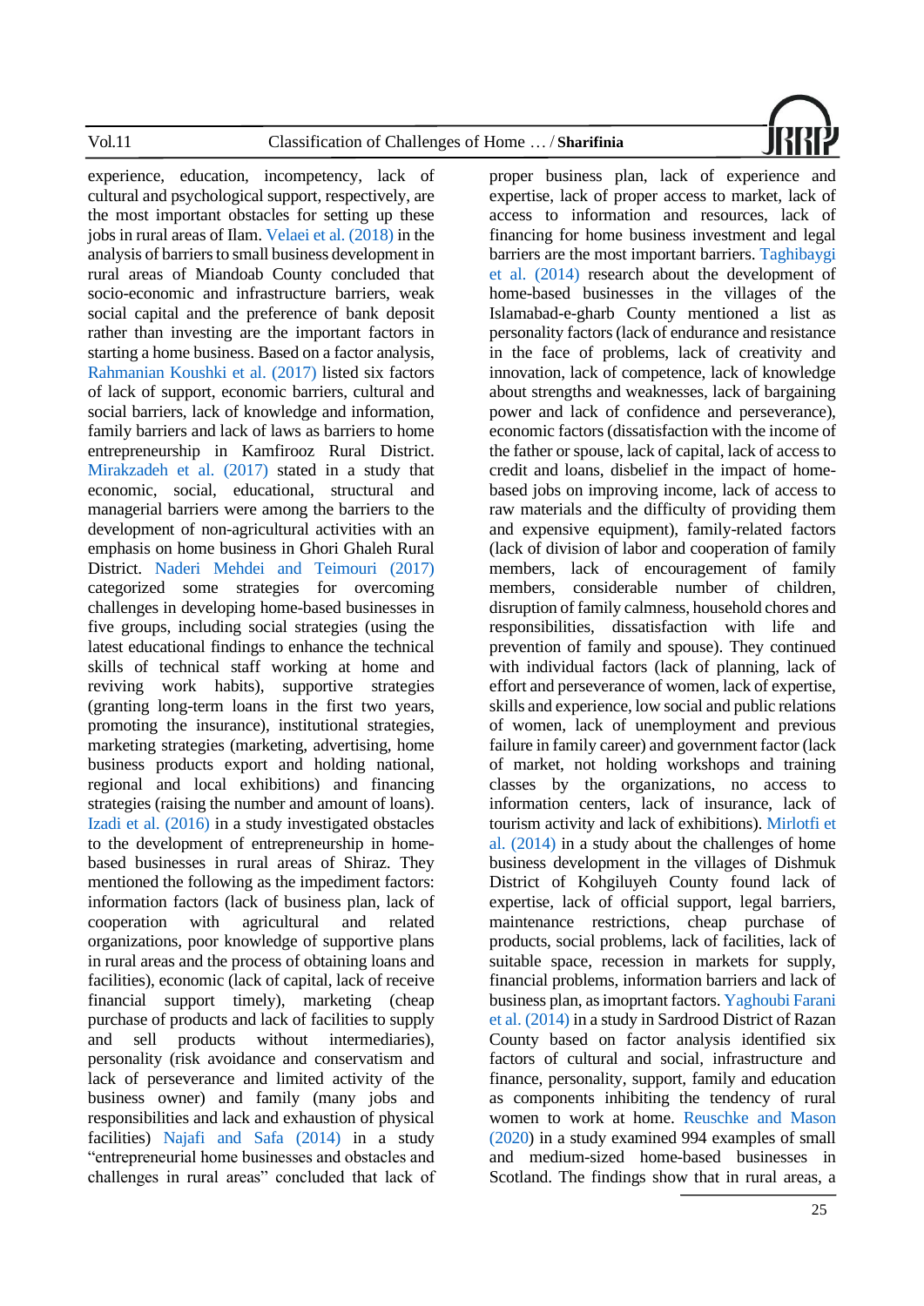experience, education, incompetency, lack of cultural and psychological support, respectively, are the most important obstacles for setting up these jobs in rural areas of Ilam. Velaei et al. (2018) in the analysis of barriers to small business development in rural areas of Miandoab County concluded that socio-economic and infrastructure barriers, weak social capital and the preference of bank deposit rather than investing are the important factors in starting a home business. Based on a factor analysis, Rahmanian Koushki et al. (2017) listed six factors of lack of support, economic barriers, cultural and social barriers, lack of knowledge and information, family barriers and lack of laws as barriers to home entrepreneurship in Kamfirooz Rural District. Mirakzadeh et al. (2017) stated in a study that economic, social, educational, structural and managerial barriers were among the barriers to the development of non-agricultural activities with an emphasis on home business in Ghori Ghaleh Rural District. Naderi Mehdei and Teimouri (2017) categorized some strategies for overcoming challenges in developing home-based businesses in five groups, including social strategies (using the latest educational findings to enhance the technical skills of technical staff working at home and reviving work habits), supportive strategies (granting long-term loans in the first two years, promoting the insurance), institutional strategies, marketing strategies (marketing, advertising, home business products export and holding national, regional and local exhibitions) and financing strategies (raising the number and amount of loans). Izadi et al. (2016) in a study investigated obstacles to the development of entrepreneurship in home-based businesses in rural areas of Shiraz. They mentioned the following as the impediment factors: information factors (lack of business plan, lack of cooperation with agricultural and related organizations, poor knowledge of supportive plans in rural areas and the process of obtaining loans and facilities), economic (lack of capital, lack of receive financial support timely), marketing (cheap purchase of products and lack of facilities to supply and sell products without intermediaries), personality (risk avoidance and conservatism and lack of perseverance and limited activity of the business owner) and family (many jobs and responsibilities and lack and exhaustion of physical facilities) Najafi and Safa (2014) in a study "entrepreneurial home businesses and obstacles and challenges in rural areas" concluded that lack of proper business plan, lack of experience and expertise, lack of proper access to market, lack of access to information and resources, lack of financing for home business investment and legal barriers are the most important barriers. Taghibaygi et al. (2014) research about the development of home-based businesses in the villages of the Islamabad-e-gharb County mentioned a list as personality factors (lack of endurance and resistance in the face of problems, lack of creativity and innovation, lack of competence, lack of knowledge about strengths and weaknesses, lack of bargaining power and lack of confidence and perseverance), economic factors (dissatisfaction with the income of the father or spouse, lack of capital, lack of access to credit and loans, disbelief in the impact of home-based jobs on improving income, lack of access to raw materials and the difficulty of providing them and expensive equipment), family-related factors (lack of division of labor and cooperation of family members, lack of encouragement of family members, considerable number of children, disruption of family calmness, household chores and responsibilities, dissatisfaction with life and prevention of family and spouse). They continued with individual factors (lack of planning, lack of effort and perseverance of women, lack of expertise, skills and experience, low social and public relations of women, lack of unemployment and previous failure in family career) and government factor (lack of market, not holding workshops and training classes by the organizations, no access to information centers, lack of insurance, lack of tourism activity and lack of exhibitions). Mirlotfi et al. (2014) in a study about the challenges of home business development in the villages of Dishmuk District of Kohgiluyeh County found lack of expertise, lack of official support, legal barriers, maintenance restrictions, cheap purchase of products, social problems, lack of facilities, lack of suitable space, recession in markets for supply, financial problems, information barriers and lack of business plan, as imoprtant factors. Yaghoubi Farani et al. (2014) in a study in Sardrood District of Razan County based on factor analysis identified six factors of cultural and social, infrastructure and finance, personality, support, family and education as components inhibiting the tendency of rural women to work at home. Reuschke and Mason (2020) in a study examined 994 examples of small and medium-sized home-based businesses in Scotland. The findings show that in rural areas, a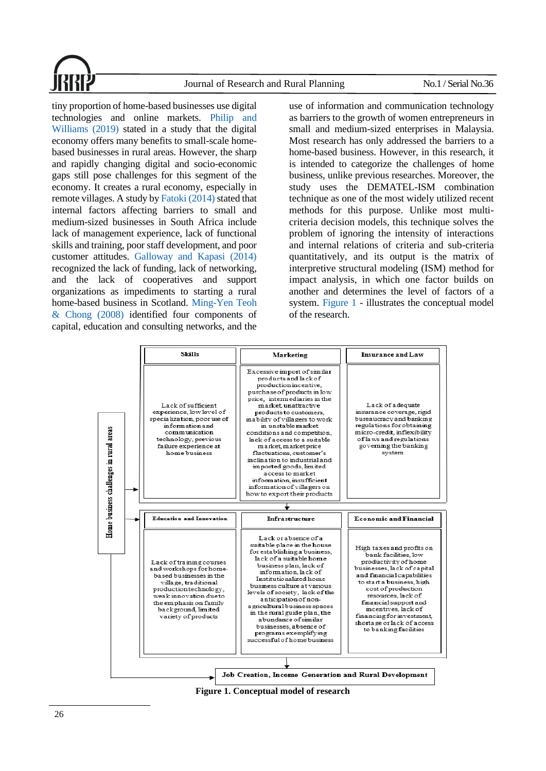tiny proportion of home-based businesses use digital technologies and online markets. Philip and Williams (2019) stated in a study that the digital economy offers many benefits to small-scale home-based businesses in rural areas. However, the sharp and rapidly changing digital and socio-economic gaps still pose challenges for this segment of the economy. It creates a rural economy, especially in remote villages. A study by Fatoki (2014) stated that internal factors affecting barriers to small and medium-sized businesses in South Africa include lack of management experience, lack of functional skills and training, poor staff development, and poor customer attitudes. Galloway and Kapasi (2014) recognized the lack of funding, lack of networking, and the lack of cooperatives and support organizations as impediments to starting a rural home-based business in Scotland. Ming-Yen Teoh & Chong (2008) identified four components of capital, education and consulting networks, and the use of information and communication technology as barriers to the growth of women entrepreneurs in small and medium-sized enterprises in Malaysia. Most research has only addressed the barriers to a home-based business. However, in this research, it is intended to categorize the challenges of home business, unlike previous researches. Moreover, the study uses the DEMATEL-ISM combination technique as one of the most widely utilized recent methods for this purpose. Unlike most multi-criteria decision models, this technique solves the problem of ignoring the intensity of interactions and internal relations of criteria and sub-criteria quantitatively, and its output is the matrix of interpretive structural modeling (ISM) method for impact analysis, in which one factor builds on another and determines the level of factors of a system. Figure 1 - illustrates the conceptual model of the research.

Home business challenges in rural areas

| Skills | Marketing | Insurance and Law |
| --- | --- | --- |
| Lack of sufficient experience, low level of specialization, poor use of information and communication technology, previous failure experience at home business | Excessive import of similar products and lack of production incentive, purchase of products in low price, intermediaries in the market, unattractive products to customers, inability of villagers to work in unstable market conditions and competition, lack of access to a suitable market, market price fluctuations, customer's inclination to industrial and imported goods, limited access to market information, insufficient information of villagers on how to export their products | Lack of adequate insurance coverage, rigid bureaucracy and banking regulations for obtaining micro-credit, inflexibility of laws and regulations governing the banking system |

| Education and Innovation | Infrastructure | Economic and Financial |
| --- | --- | --- |
| Lack of training courses and workshops for home-based businesses in the village, traditional production technology, weak innovation due to the emphasis on family background, limited variety of products | Lack or absence of a suitable place in the house for establishing a business, lack of a suitable home business plan, lack of information, lack of Institutionalized home business culture at various levels of society, lack of the anticipation of non-agricultural business spaces in the rural guide plan, the abundance of similar businesses, absence of programs exemplifying successful of home business | High taxes and profits on bank facilities, low productivity of home businesses, lack of capital and financial capabilities to start a business, high cost of production resources, lack of financial support and incentives, lack of financing for investment, shortage or lack of access to banking facilities |

Job Creation, Income Generation and Rural Development

**Figure 1. Conceptual model of research**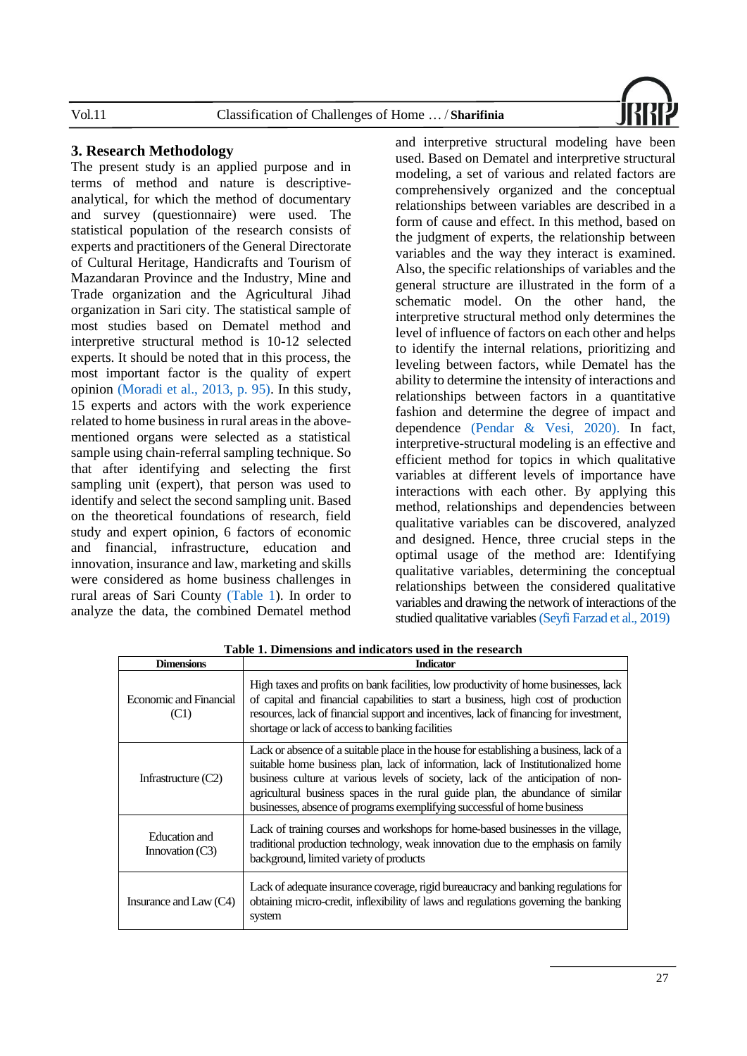## 3. Research Methodology

The present study is an applied purpose and in terms of method and nature is descriptive-analytical, for which the method of documentary and survey (questionnaire) were used. The statistical population of the research consists of experts and practitioners of the General Directorate of Cultural Heritage, Handicrafts and Tourism of Mazandaran Province and the Industry, Mine and Trade organization and the Agricultural Jihad organization in Sari city. The statistical sample of most studies based on Dematel method and interpretive structural method is 10-12 selected experts. It should be noted that in this process, the most important factor is the quality of expert opinion (Moradi et al., 2013, p. 95). In this study, 15 experts and actors with the work experience related to home business in rural areas in the above-mentioned organs were selected as a statistical sample using chain-referral sampling technique. So that after identifying and selecting the first sampling unit (expert), that person was used to identify and select the second sampling unit. Based on the theoretical foundations of research, field study and expert opinion, 6 factors of economic and financial, infrastructure, education and innovation, insurance and law, marketing and skills were considered as home business challenges in rural areas of Sari County (Table 1). In order to analyze the data, the combined Dematel method and interpretive structural modeling have been used. Based on Dematel and interpretive structural modeling, a set of various and related factors are comprehensively organized and the conceptual relationships between variables are described in a form of cause and effect. In this method, based on the judgment of experts, the relationship between variables and the way they interact is examined. Also, the specific relationships of variables and the general structure are illustrated in the form of a schematic model. On the other hand, the interpretive structural method only determines the level of influence of factors on each other and helps to identify the internal relations, prioritizing and leveling between factors, while Dematel has the ability to determine the intensity of interactions and relationships between factors in a quantitative fashion and determine the degree of impact and dependence (Pendar & Vesi, 2020). In fact, interpretive-structural modeling is an effective and efficient method for topics in which qualitative variables at different levels of importance have interactions with each other. By applying this method, relationships and dependencies between qualitative variables can be discovered, analyzed and designed. Hence, three crucial steps in the optimal usage of the method are: Identifying qualitative variables, determining the conceptual relationships between the considered qualitative variables and drawing the network of interactions of the studied qualitative variables (Seyfi Farzad et al., 2019)

**Table 1. Dimensions and indicators used in the research**

| Dimensions | Indicator |
|---|---|
| Economic and Financial (C1) | High taxes and profits on bank facilities, low productivity of home businesses, lack of capital and financial capabilities to start a business, high cost of production resources, lack of financial support and incentives, lack of financing for investment, shortage or lack of access to banking facilities |
| Infrastructure (C2) | Lack or absence of a suitable place in the house for establishing a business, lack of a suitable home business plan, lack of information, lack of Institutionalized home business culture at various levels of society, lack of the anticipation of non-agricultural business spaces in the rural guide plan, the abundance of similar businesses, absence of programs exemplifying successful of home business |
| Education and Innovation (C3) | Lack of training courses and workshops for home-based businesses in the village, traditional production technology, weak innovation due to the emphasis on family background, limited variety of products |
| Insurance and Law (C4) | Lack of adequate insurance coverage, rigid bureaucracy and banking regulations for obtaining micro-credit, inflexibility of laws and regulations governing the banking system |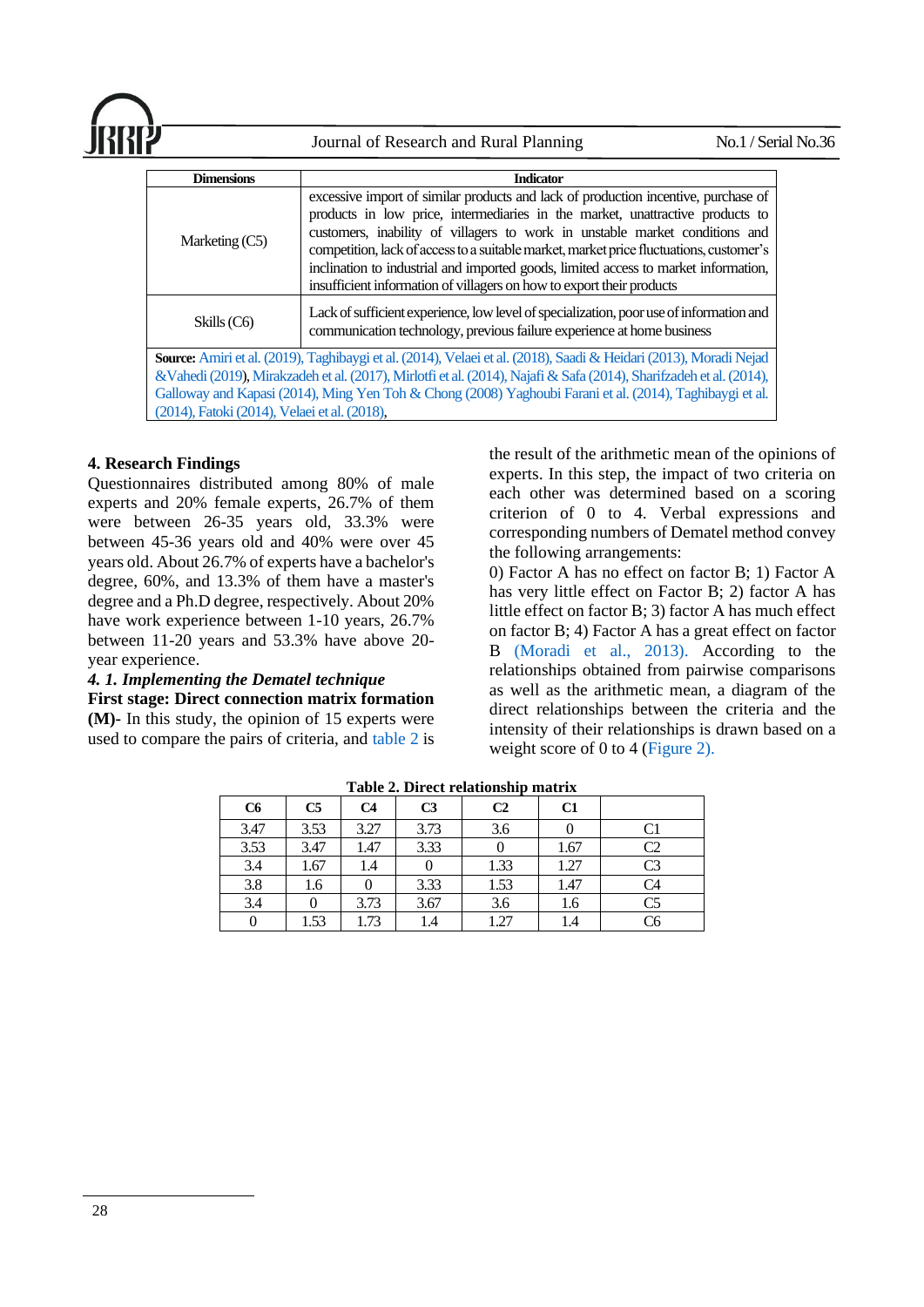| Dimensions | Indicator |
|---|---|
| Marketing (C5) | excessive import of similar products and lack of production incentive, purchase of products in low price, intermediaries in the market, unattractive products to customers, inability of villagers to work in unstable market conditions and competition, lack of access to a suitable market, market price fluctuations, customer's inclination to industrial and imported goods, limited access to market information, insufficient information of villagers on how to export their products |
| Skills (C6) | Lack of sufficient experience, low level of specialization, poor use of information and communication technology, previous failure experience at home business |
| **Source:** Amiri et al. (2019), Taghibaygi et al. (2014), Velaei et al. (2018), Saadi & Heidari (2013), Moradi Nejad &Vahedi (2019), Mirakzadeh et al. (2017), Mirlotfi et al. (2014), Najafi & Safa (2014), Sharifzadeh et al. (2014), Galloway and Kapasi (2014), Ming Yen Toh & Chong (2008) Yaghoubi Farani et al. (2014), Taghibaygi et al. (2014), Fatoki (2014), Velaei et al. (2018), | |

## 4. Research Findings

Questionnaires distributed among 80% of male experts and 20% female experts, 26.7% of them were between 26-35 years old, 33.3% were between 45-36 years old and 40% were over 45 years old. About 26.7% of experts have a bachelor's degree, 60%, and 13.3% of them have a master's degree and a Ph.D degree, respectively. About 20% have work experience between 1-10 years, 26.7% between 11-20 years and 53.3% have above 20-year experience.

### *4. 1. Implementing the Dematel technique*

**First stage: Direct connection matrix formation (M)-** In this study, the opinion of 15 experts were used to compare the pairs of criteria, and table 2 is the result of the arithmetic mean of the opinions of experts. In this step, the impact of two criteria on each other was determined based on a scoring criterion of 0 to 4. Verbal expressions and corresponding numbers of Dematel method convey the following arrangements:

0) Factor A has no effect on factor B; 1) Factor A has very little effect on Factor B; 2) factor A has little effect on factor B; 3) factor A has much effect on factor B; 4) Factor A has a great effect on factor B (Moradi et al., 2013). According to the relationships obtained from pairwise comparisons as well as the arithmetic mean, a diagram of the direct relationships between the criteria and the intensity of their relationships is drawn based on a weight score of 0 to 4 (Figure 2).

**Table 2. Direct relationship matrix**

| C6 | C5 | C4 | C3 | C2 | C1 | |
|---|---|---|---|---|---|---|
| 3.47 | 3.53 | 3.27 | 3.73 | 3.6 | 0 | C1 |
| 3.53 | 3.47 | 1.47 | 3.33 | 0 | 1.67 | C2 |
| 3.4 | 1.67 | 1.4 | 0 | 1.33 | 1.27 | C3 |
| 3.8 | 1.6 | 0 | 3.33 | 1.53 | 1.47 | C4 |
| 3.4 | 0 | 3.73 | 3.67 | 3.6 | 1.6 | C5 |
| 0 | 1.53 | 1.73 | 1.4 | 1.27 | 1.4 | C6 |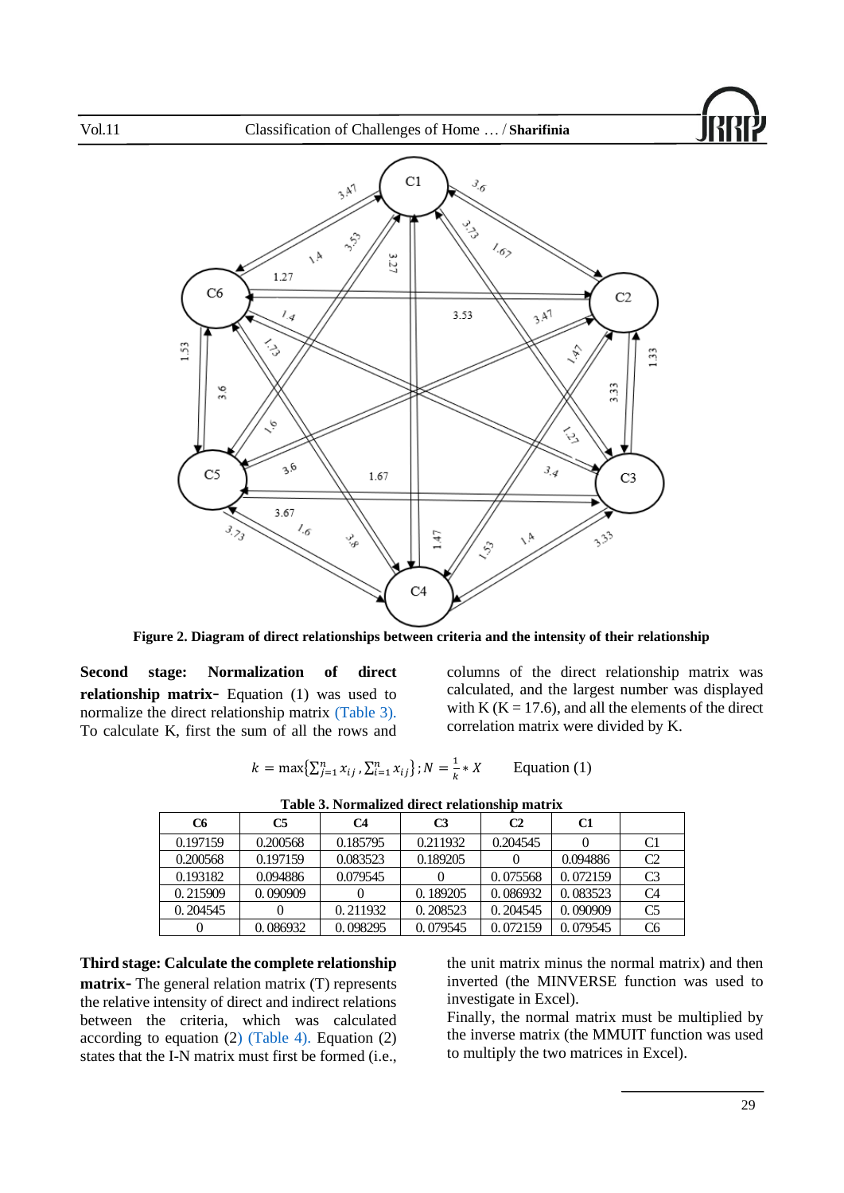**Figure 2. Diagram of direct relationships between criteria and the intensity of their relationship**

**Second stage: Normalization of direct relationship matrix-** Equation (1) was used to normalize the direct relationship matrix (Table 3). To calculate K, first the sum of all the rows and columns of the direct relationship matrix was calculated, and the largest number was displayed with K (K = 17.6), and all the elements of the direct correlation matrix were divided by K.

$$k = \max\{\sum_{j=1}^{n} x_{ij}, \sum_{i=1}^{n} x_{ij}\}; N = \frac{1}{k} * X \qquad \text{Equation (1)}$$

**Table 3. Normalized direct relationship matrix**

| C6 | C5 | C4 | C3 | C2 | C1 | |
|---|---|---|---|---|---|---|
| 0.197159 | 0.200568 | 0.185795 | 0.211932 | 0.204545 | 0 | C1 |
| 0.200568 | 0.197159 | 0.083523 | 0.189205 | 0 | 0.094886 | C2 |
| 0.193182 | 0.094886 | 0.079545 | 0 | 0.075568 | 0.072159 | C3 |
| 0.215909 | 0.090909 | 0 | 0.189205 | 0.086932 | 0.083523 | C4 |
| 0.204545 | 0 | 0.211932 | 0.208523 | 0.204545 | 0.090909 | C5 |
| 0 | 0.086932 | 0.098295 | 0.079545 | 0.072159 | 0.079545 | C6 |

**Third stage: Calculate the complete relationship matrix-** The general relation matrix (T) represents the relative intensity of direct and indirect relations between the criteria, which was calculated according to equation (2) (Table 4). Equation (2) states that the I-N matrix must first be formed (i.e., the unit matrix minus the normal matrix) and then inverted (the MINVERSE function was used to investigate in Excel).

Finally, the normal matrix must be multiplied by the inverse matrix (the MMUIT function was used to multiply the two matrices in Excel).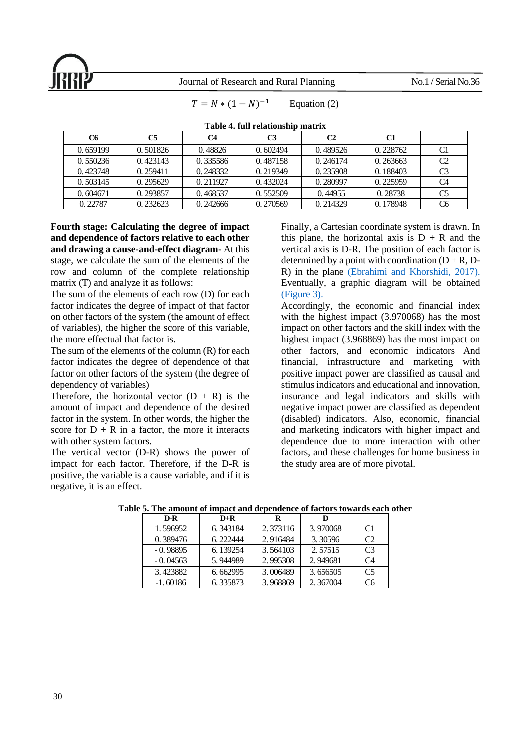$$T = N * (1 - N)^{-1} \qquad \text{Equation (2)}$$

**Table 4. full relationship matrix**

| C6 | C5 | C4 | C3 | C2 | C1 | |
|---|---|---|---|---|---|---|
| 0.659199 | 0.501826 | 0.48826 | 0.602494 | 0.489526 | 0.228762 | C1 |
| 0.550236 | 0.423143 | 0.335586 | 0.487158 | 0.246174 | 0.263663 | C2 |
| 0.423748 | 0.259411 | 0.248332 | 0.219349 | 0.235908 | 0.188403 | C3 |
| 0.503145 | 0.295629 | 0.211927 | 0.432024 | 0.280997 | 0.225959 | C4 |
| 0.604671 | 0.293857 | 0.468537 | 0.552509 | 0.44955 | 0.28738 | C5 |
| 0.22787 | 0.232623 | 0.242666 | 0.270569 | 0.214329 | 0.178948 | C6 |

**Fourth stage: Calculating the degree of impact and dependence of factors relative to each other and drawing a cause-and-effect diagram-** At this stage, we calculate the sum of the elements of the row and column of the complete relationship matrix (T) and analyze it as follows:

The sum of the elements of each row (D) for each factor indicates the degree of impact of that factor on other factors of the system (the amount of effect of variables), the higher the score of this variable, the more effectual that factor is.

The sum of the elements of the column (R) for each factor indicates the degree of dependence of that factor on other factors of the system (the degree of dependency of variables)

Therefore, the horizontal vector (D + R) is the amount of impact and dependence of the desired factor in the system. In other words, the higher the score for D + R in a factor, the more it interacts with other system factors.

The vertical vector (D-R) shows the power of impact for each factor. Therefore, if the D-R is positive, the variable is a cause variable, and if it is negative, it is an effect.

Finally, a Cartesian coordinate system is drawn. In this plane, the horizontal axis is D + R and the vertical axis is D-R. The position of each factor is determined by a point with coordination (D + R, D-R) in the plane (Ebrahimi and Khorshidi, 2017). Eventually, a graphic diagram will be obtained (Figure 3).

Accordingly, the economic and financial index with the highest impact (3.970068) has the most impact on other factors and the skill index with the highest impact (3.968869) has the most impact on other factors, and economic indicators And financial, infrastructure and marketing with positive impact power are classified as causal and stimulus indicators and educational and innovation, insurance and legal indicators and skills with negative impact power are classified as dependent (disabled) indicators. Also, economic, financial and marketing indicators with higher impact and dependence due to more interaction with other factors, and these challenges for home business in the study area are of more pivotal.

**Table 5. The amount of impact and dependence of factors towards each other**

| D-R | D+R | R | D | |
|---|---|---|---|---|
| 1.596952 | 6.343184 | 2.373116 | 3.970068 | C1 |
| 0.389476 | 6.222444 | 2.916484 | 3.30596 | C2 |
| -0.98895 | 6.139254 | 3.564103 | 2.57515 | C3 |
| -0.04563 | 5.944989 | 2.995308 | 2.949681 | C4 |
| 3.423882 | 6.662995 | 3.006489 | 3.656505 | C5 |
| -1.60186 | 6.335873 | 3.968869 | 2.367004 | C6 |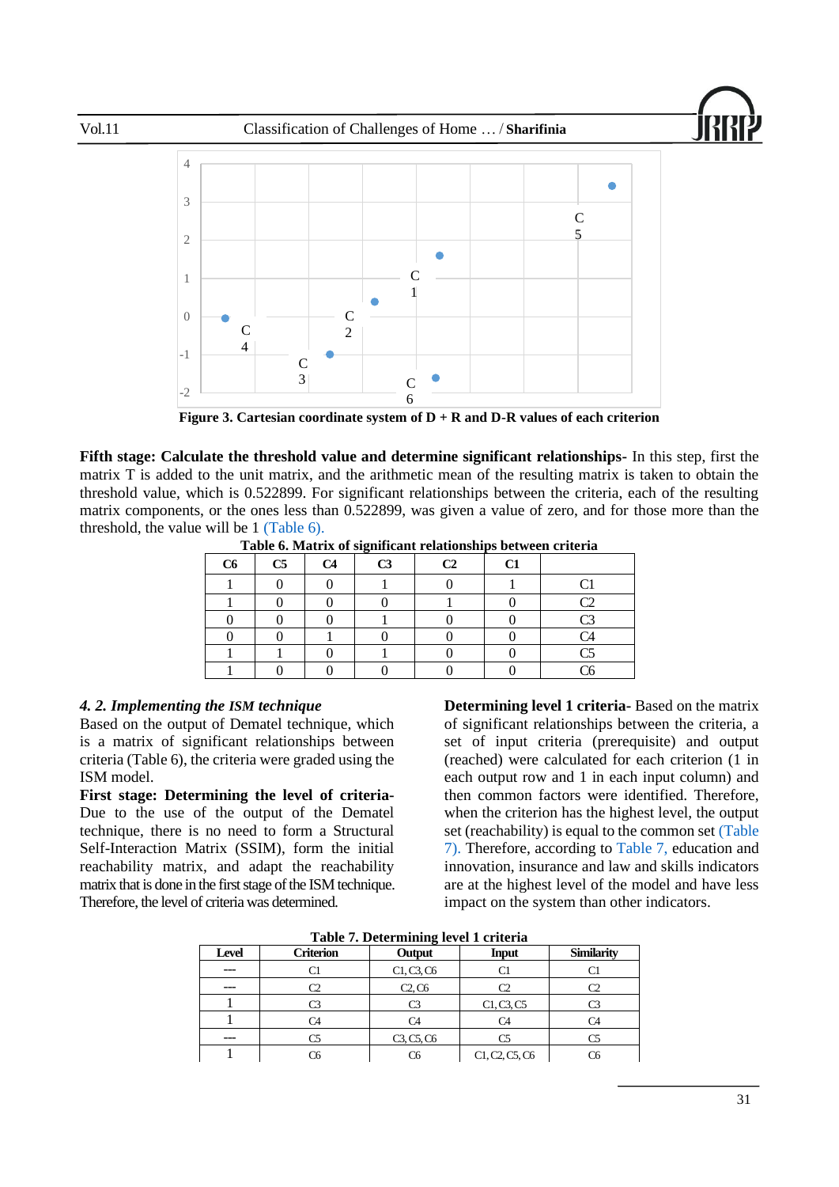Figure 3. Cartesian coordinate system of D + R and D-R values of each criterion

**Fifth stage: Calculate the threshold value and determine significant relationships-** In this step, first the matrix T is added to the unit matrix, and the arithmetic mean of the resulting matrix is taken to obtain the threshold value, which is 0.522899. For significant relationships between the criteria, each of the resulting matrix components, or the ones less than 0.522899, was given a value of zero, and for those more than the threshold, the value will be 1 (Table 6).

**Table 6. Matrix of significant relationships between criteria**

| C6 | C5 | C4 | C3 | C2 | C1 | |
|---|---|---|---|---|---|---|
| 1 | 0 | 0 | 1 | 0 | 1 | C1 |
| 1 | 0 | 0 | 0 | 1 | 0 | C2 |
| 0 | 0 | 0 | 1 | 0 | 0 | C3 |
| 0 | 0 | 1 | 0 | 0 | 0 | C4 |
| 1 | 1 | 0 | 1 | 0 | 0 | C5 |
| 1 | 0 | 0 | 0 | 0 | 0 | C6 |

### *4. 2. Implementing the ISM technique*

Based on the output of Dematel technique, which is a matrix of significant relationships between criteria (Table 6), the criteria were graded using the ISM model.

**First stage: Determining the level of criteria-** Due to the use of the output of the Dematel technique, there is no need to form a Structural Self-Interaction Matrix (SSIM), form the initial reachability matrix, and adapt the reachability matrix that is done in the first stage of the ISM technique. Therefore, the level of criteria was determined.

**Determining level 1 criteria-** Based on the matrix of significant relationships between the criteria, a set of input criteria (prerequisite) and output (reached) were calculated for each criterion (1 in each output row and 1 in each input column) and then common factors were identified. Therefore, when the criterion has the highest level, the output set (reachability) is equal to the common set (Table 7). Therefore, according to Table 7, education and innovation, insurance and law and skills indicators are at the highest level of the model and have less impact on the system than other indicators.

**Table 7. Determining level 1 criteria**

| Level | Criterion | Output | Input | Similarity |
|---|---|---|---|---|
| --- | C1 | C1, C3, C6 | C1 | C1 |
| --- | C2 | C2, C6 | C2 | C2 |
| 1 | C3 | C3 | C1, C3, C5 | C3 |
| 1 | C4 | C4 | C4 | C4 |
| --- | C5 | C3, C5, C6 | C5 | C5 |
| 1 | C6 | C6 | C1, C2, C5, C6 | C6 |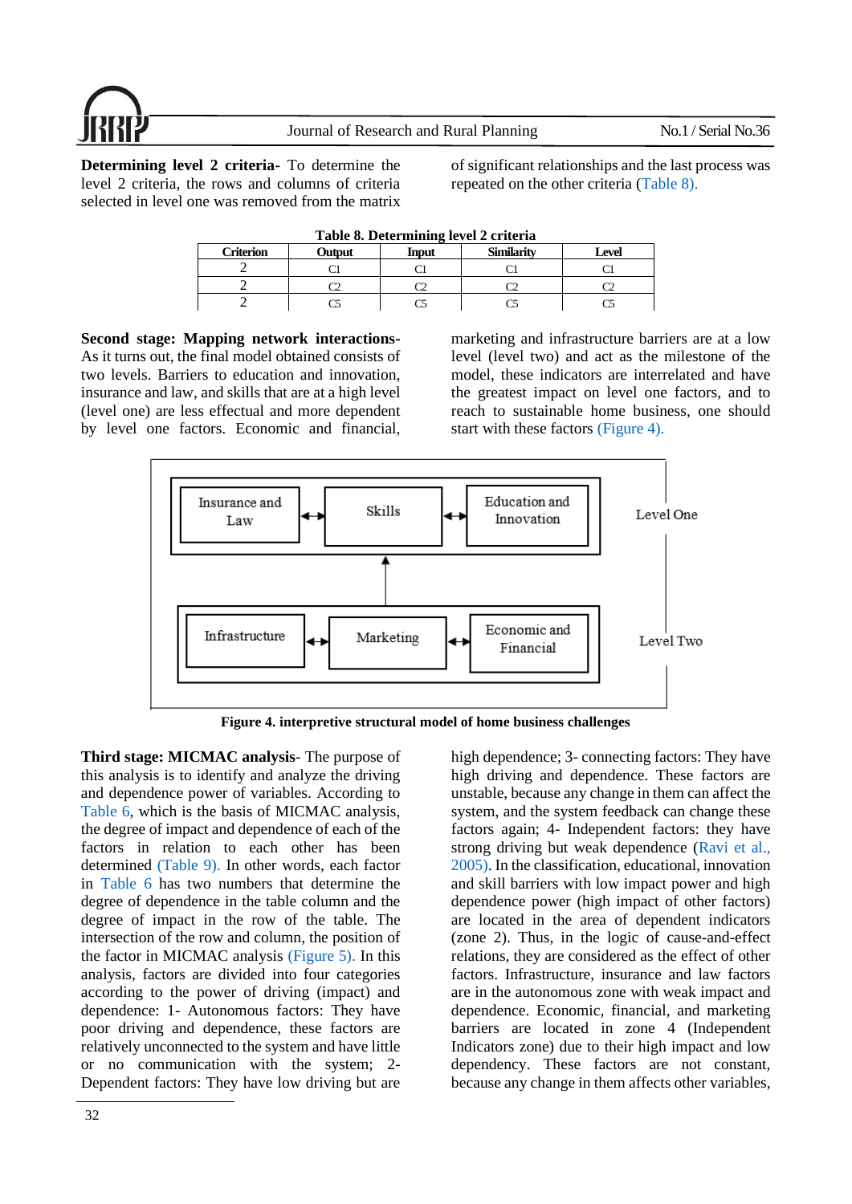**Determining level 2 criteria**- To determine the level 2 criteria, the rows and columns of criteria selected in level one was removed from the matrix of significant relationships and the last process was repeated on the other criteria (Table 8).

**Table 8. Determining level 2 criteria**

| Criterion | Output | Input | Similarity | Level |
|---|---|---|---|---|
| 2 | C1 | C1 | C1 | C1 |
| 2 | C2 | C2 | C2 | C2 |
| 2 | C5 | C5 | C5 | C5 |

**Second stage: Mapping network interactions**- As it turns out, the final model obtained consists of two levels. Barriers to education and innovation, insurance and law, and skills that are at a high level (level one) are less effectual and more dependent by level one factors. Economic and financial, marketing and infrastructure barriers are at a low level (level two) and act as the milestone of the model, these indicators are interrelated and have the greatest impact on level one factors, and to reach to sustainable home business, one should start with these factors (Figure 4).

**Figure 4. interpretive structural model of home business challenges**

**Third stage: MICMAC analysis**- The purpose of this analysis is to identify and analyze the driving and dependence power of variables. According to Table 6, which is the basis of MICMAC analysis, the degree of impact and dependence of each of the factors in relation to each other has been determined (Table 9). In other words, each factor in Table 6 has two numbers that determine the degree of dependence in the table column and the degree of impact in the row of the table. The intersection of the row and column, the position of the factor in MICMAC analysis (Figure 5). In this analysis, factors are divided into four categories according to the power of driving (impact) and dependence: 1- Autonomous factors: They have poor driving and dependence, these factors are relatively unconnected to the system and have little or no communication with the system; 2- Dependent factors: They have low driving but are high dependence; 3- connecting factors: They have high driving and dependence. These factors are unstable, because any change in them can affect the system, and the system feedback can change these factors again; 4- Independent factors: they have strong driving but weak dependence (Ravi et al., 2005). In the classification, educational, innovation and skill barriers with low impact power and high dependence power (high impact of other factors) are located in the area of dependent indicators (zone 2). Thus, in the logic of cause-and-effect relations, they are considered as the effect of other factors. Infrastructure, insurance and law factors are in the autonomous zone with weak impact and dependence. Economic, financial, and marketing barriers are located in zone 4 (Independent Indicators zone) due to their high impact and low dependency. These factors are not constant, because any change in them affects other variables,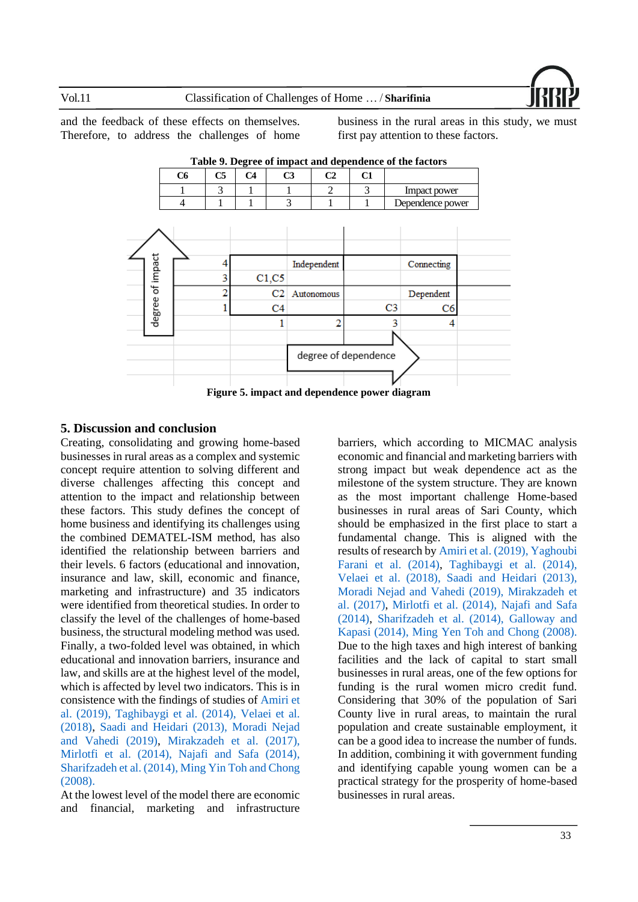and the feedback of these effects on themselves. Therefore, to address the challenges of home business in the rural areas in this study, we must first pay attention to these factors.

**Table 9. Degree of impact and dependence of the factors**

| C6 | C5 | C4 | C3 | C2 | C1 | |
|---|---|---|---|---|---|---|
| 1 | 3 | 1 | 1 | 2 | 3 | Impact power |
| 4 | 1 | 1 | 3 | 1 | 1 | Dependence power |

| degree of impact | | | | |
|---|---|---|---|---|
| 4 | Independent | | Connecting | |
| 3 | C1,C5 | | | |
| 2 | C2 Autonomous | | Dependent | |
| 1 | C4 | | C3 | C6 |
| | 1 | 2 | 3 | 4 |
| | | degree of dependence | | |

**Figure 5. impact and dependence power diagram**

## 5. Discussion and conclusion

Creating, consolidating and growing home-based businesses in rural areas as a complex and systemic concept require attention to solving different and diverse challenges affecting this concept and attention to the impact and relationship between these factors. This study defines the concept of home business and identifying its challenges using the combined DEMATEL-ISM method, has also identified the relationship between barriers and their levels. 6 factors (educational and innovation, insurance and law, skill, economic and finance, marketing and infrastructure) and 35 indicators were identified from theoretical studies. In order to classify the level of the challenges of home-based business, the structural modeling method was used. Finally, a two-folded level was obtained, in which educational and innovation barriers, insurance and law, and skills are at the highest level of the model, which is affected by level two indicators. This is in consistence with the findings of studies of Amiri et al. (2019), Taghibaygi et al. (2014), Velaei et al. (2018), Saadi and Heidari (2013), Moradi Nejad and Vahedi (2019), Mirakzadeh et al. (2017), Mirlotfi et al. (2014), Najafi and Safa (2014), Sharifzadeh et al. (2014), Ming Yin Toh and Chong (2008).

At the lowest level of the model there are economic and financial, marketing and infrastructure barriers, which according to MICMAC analysis economic and financial and marketing barriers with strong impact but weak dependence act as the milestone of the system structure. They are known as the most important challenge Home-based businesses in rural areas of Sari County, which should be emphasized in the first place to start a fundamental change. This is aligned with the results of research by Amiri et al. (2019), Yaghoubi Farani et al. (2014), Taghibaygi et al. (2014), Velaei et al. (2018), Saadi and Heidari (2013), Moradi Nejad and Vahedi (2019), Mirakzadeh et al. (2017), Mirlotfi et al. (2014), Najafi and Safa (2014), Sharifzadeh et al. (2014), Galloway and Kapasi (2014), Ming Yen Toh and Chong (2008). Due to the high taxes and high interest of banking facilities and the lack of capital to start small businesses in rural areas, one of the few options for funding is the rural women micro credit fund. Considering that 30% of the population of Sari County live in rural areas, to maintain the rural population and create sustainable employment, it can be a good idea to increase the number of funds. In addition, combining it with government funding and identifying capable young women can be a practical strategy for the prosperity of home-based businesses in rural areas.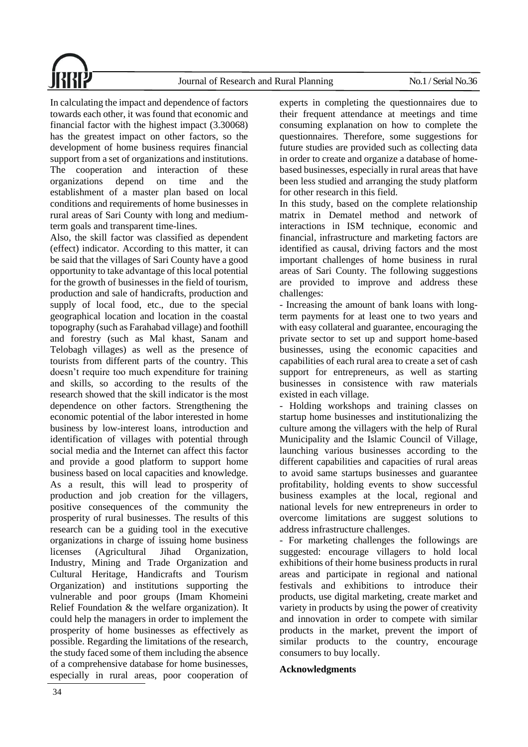In calculating the impact and dependence of factors towards each other, it was found that economic and financial factor with the highest impact (3.30068) has the greatest impact on other factors, so the development of home business requires financial support from a set of organizations and institutions. The cooperation and interaction of these organizations depend on time and the establishment of a master plan based on local conditions and requirements of home businesses in rural areas of Sari County with long and medium-term goals and transparent time-lines.

Also, the skill factor was classified as dependent (effect) indicator. According to this matter, it can be said that the villages of Sari County have a good opportunity to take advantage of this local potential for the growth of businesses in the field of tourism, production and sale of handicrafts, production and supply of local food, etc., due to the special geographical location and location in the coastal topography (such as Farahabad village) and foothill and forestry (such as Mal khast, Sanam and Telobagh villages) as well as the presence of tourists from different parts of the country. This doesn't require too much expenditure for training and skills, so according to the results of the research showed that the skill indicator is the most dependence on other factors. Strengthening the economic potential of the labor interested in home business by low-interest loans, introduction and identification of villages with potential through social media and the Internet can affect this factor and provide a good platform to support home business based on local capacities and knowledge. As a result, this will lead to prosperity of production and job creation for the villagers, positive consequences of the community the prosperity of rural businesses. The results of this research can be a guiding tool in the executive organizations in charge of issuing home business licenses (Agricultural Jihad Organization, Industry, Mining and Trade Organization and Cultural Heritage, Handicrafts and Tourism Organization) and institutions supporting the vulnerable and poor groups (Imam Khomeini Relief Foundation & the welfare organization). It could help the managers in order to implement the prosperity of home businesses as effectively as possible. Regarding the limitations of the research, the study faced some of them including the absence of a comprehensive database for home businesses, especially in rural areas, poor cooperation of experts in completing the questionnaires due to their frequent attendance at meetings and time consuming explanation on how to complete the questionnaires. Therefore, some suggestions for future studies are provided such as collecting data in order to create and organize a database of home-based businesses, especially in rural areas that have been less studied and arranging the study platform for other research in this field.

In this study, based on the complete relationship matrix in Dematel method and network of interactions in ISM technique, economic and financial, infrastructure and marketing factors are identified as causal, driving factors and the most important challenges of home business in rural areas of Sari County. The following suggestions are provided to improve and address these challenges:

- Increasing the amount of bank loans with long-term payments for at least one to two years and with easy collateral and guarantee, encouraging the private sector to set up and support home-based businesses, using the economic capacities and capabilities of each rural area to create a set of cash support for entrepreneurs, as well as starting businesses in consistence with raw materials existed in each village.
- Holding workshops and training classes on startup home businesses and institutionalizing the culture among the villagers with the help of Rural Municipality and the Islamic Council of Village, launching various businesses according to the different capabilities and capacities of rural areas to avoid same startups businesses and guarantee profitability, holding events to show successful business examples at the local, regional and national levels for new entrepreneurs in order to overcome limitations are suggest solutions to address infrastructure challenges.
- For marketing challenges the followings are suggested: encourage villagers to hold local exhibitions of their home business products in rural areas and participate in regional and national festivals and exhibitions to introduce their products, use digital marketing, create market and variety in products by using the power of creativity and innovation in order to compete with similar products in the market, prevent the import of similar products to the country, encourage consumers to buy locally.

**Acknowledgments**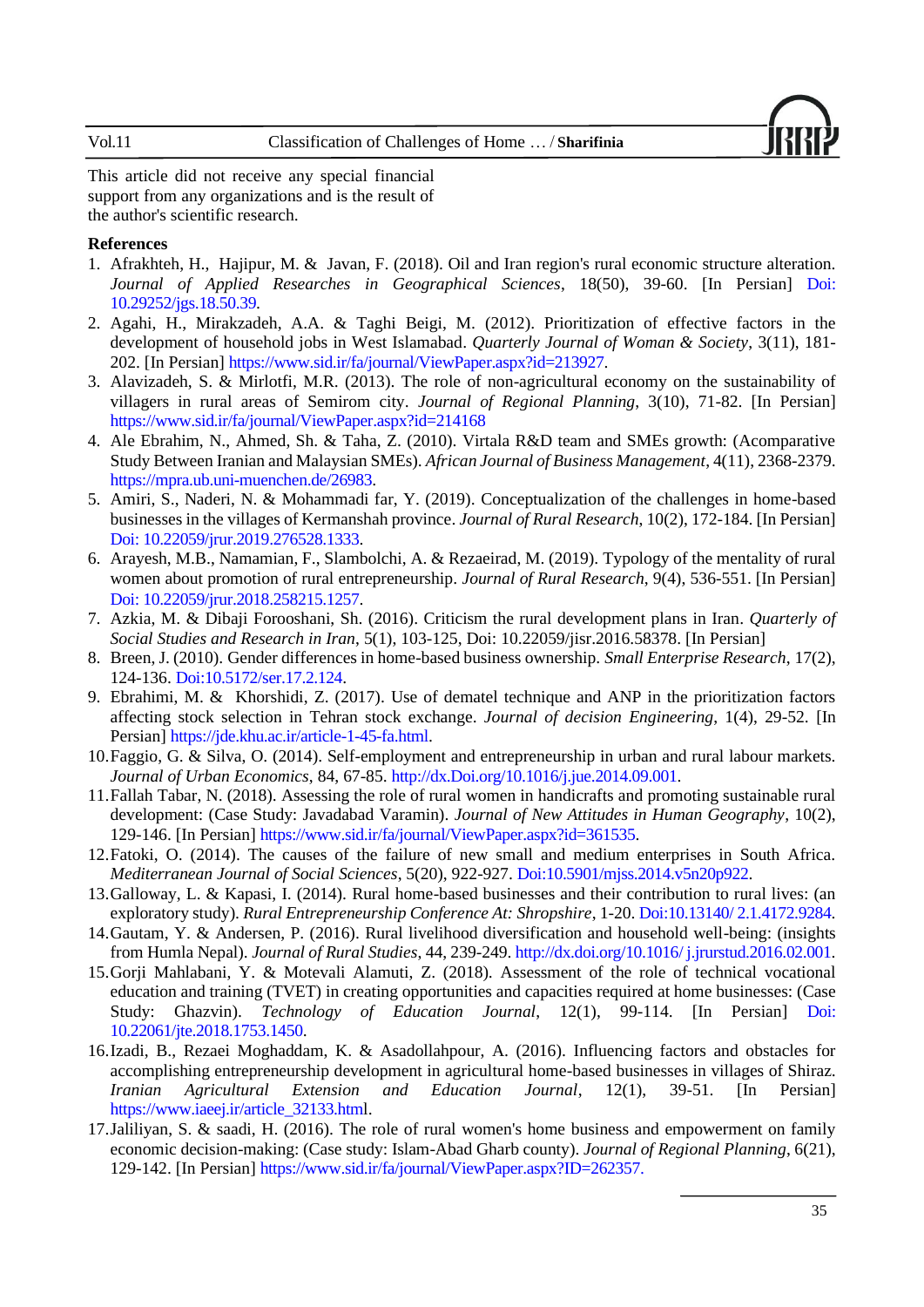This article did not receive any special financial support from any organizations and is the result of the author's scientific research.

**References**

1. Afrakhteh, H., Hajipur, M. & Javan, F. (2018). Oil and Iran region's rural economic structure alteration. *Journal of Applied Researches in Geographical Sciences*, 18(50), 39-60. [In Persian] Doi: 10.29252/jgs.18.50.39.
2. Agahi, H., Mirakzadeh, A.A. & Taghi Beigi, M. (2012). Prioritization of effective factors in the development of household jobs in West Islamabad. *Quarterly Journal of Woman & Society*, 3(11), 181-202. [In Persian] https://www.sid.ir/fa/journal/ViewPaper.aspx?id=213927.
3. Alavizadeh, S. & Mirlotfi, M.R. (2013). The role of non-agricultural economy on the sustainability of villagers in rural areas of Semirom city. *Journal of Regional Planning*, 3(10), 71-82. [In Persian] https://www.sid.ir/fa/journal/ViewPaper.aspx?id=214168
4. Ale Ebrahim, N., Ahmed, Sh. & Taha, Z. (2010). Virtala R&D team and SMEs growth: (Acomparative Study Between Iranian and Malaysian SMEs). *African Journal of Business Management*, 4(11), 2368-2379. https://mpra.ub.uni-muenchen.de/26983.
5. Amiri, S., Naderi, N. & Mohammadi far, Y. (2019). Conceptualization of the challenges in home-based businesses in the villages of Kermanshah province. *Journal of Rural Research*, 10(2), 172-184. [In Persian] Doi: 10.22059/jrur.2019.276528.1333.
6. Arayesh, M.B., Namamian, F., Slambolchi, A. & Rezaeirad, M. (2019). Typology of the mentality of rural women about promotion of rural entrepreneurship. *Journal of Rural Research*, 9(4), 536-551. [In Persian] Doi: 10.22059/jrur.2018.258215.1257.
7. Azkia, M. & Dibaji Forooshani, Sh. (2016). Criticism the rural development plans in Iran. *Quarterly of Social Studies and Research in Iran*, 5(1), 103-125, Doi: 10.22059/jisr.2016.58378. [In Persian]
8. Breen, J. (2010). Gender differences in home-based business ownership. *Small Enterprise Research*, 17(2), 124-136. Doi:10.5172/ser.17.2.124.
9. Ebrahimi, M. & Khorshidi, Z. (2017). Use of dematel technique and ANP in the prioritization factors affecting stock selection in Tehran stock exchange. *Journal of decision Engineering*, 1(4), 29-52. [In Persian] https://jde.khu.ac.ir/article-1-45-fa.html.
10. Faggio, G. & Silva, O. (2014). Self-employment and entrepreneurship in urban and rural labour markets. *Journal of Urban Economics*, 84, 67-85. http://dx.Doi.org/10.1016/j.jue.2014.09.001.
11. Fallah Tabar, N. (2018). Assessing the role of rural women in handicrafts and promoting sustainable rural development: (Case Study: Javadabad Varamin). *Journal of New Attitudes in Human Geography*, 10(2), 129-146. [In Persian] https://www.sid.ir/fa/journal/ViewPaper.aspx?id=361535.
12. Fatoki, O. (2014). The causes of the failure of new small and medium enterprises in South Africa. *Mediterranean Journal of Social Sciences*, 5(20), 922-927. Doi:10.5901/mjss.2014.v5n20p922.
13. Galloway, L. & Kapasi, I. (2014). Rural home-based businesses and their contribution to rural lives: (an exploratory study). *Rural Entrepreneurship Conference At: Shropshire*, 1-20. Doi:10.13140/ 2.1.4172.9284.
14. Gautam, Y. & Andersen, P. (2016). Rural livelihood diversification and household well-being: (insights from Humla Nepal). *Journal of Rural Studies*, 44, 239-249. http://dx.doi.org/10.1016/ j.jrurstud.2016.02.001.
15. Gorji Mahlabani, Y. & Motevali Alamuti, Z. (2018). Assessment of the role of technical vocational education and training (TVET) in creating opportunities and capacities required at home businesses: (Case Study: Ghazvin). *Technology of Education Journal*, 12(1), 99-114. [In Persian] Doi: 10.22061/jte.2018.1753.1450.
16. Izadi, B., Rezaei Moghaddam, K. & Asadollahpour, A. (2016). Influencing factors and obstacles for accomplishing entrepreneurship development in agricultural home-based businesses in villages of Shiraz. *Iranian Agricultural Extension and Education Journal*, 12(1), 39-51. [In Persian] https://www.iaeej.ir/article_32133.html.
17. Jaliliyan, S. & saadi, H. (2016). The role of rural women's home business and empowerment on family economic decision-making: (Case study: Islam-Abad Gharb county). *Journal of Regional Planning*, 6(21), 129-142. [In Persian] https://www.sid.ir/fa/journal/ViewPaper.aspx?ID=262357.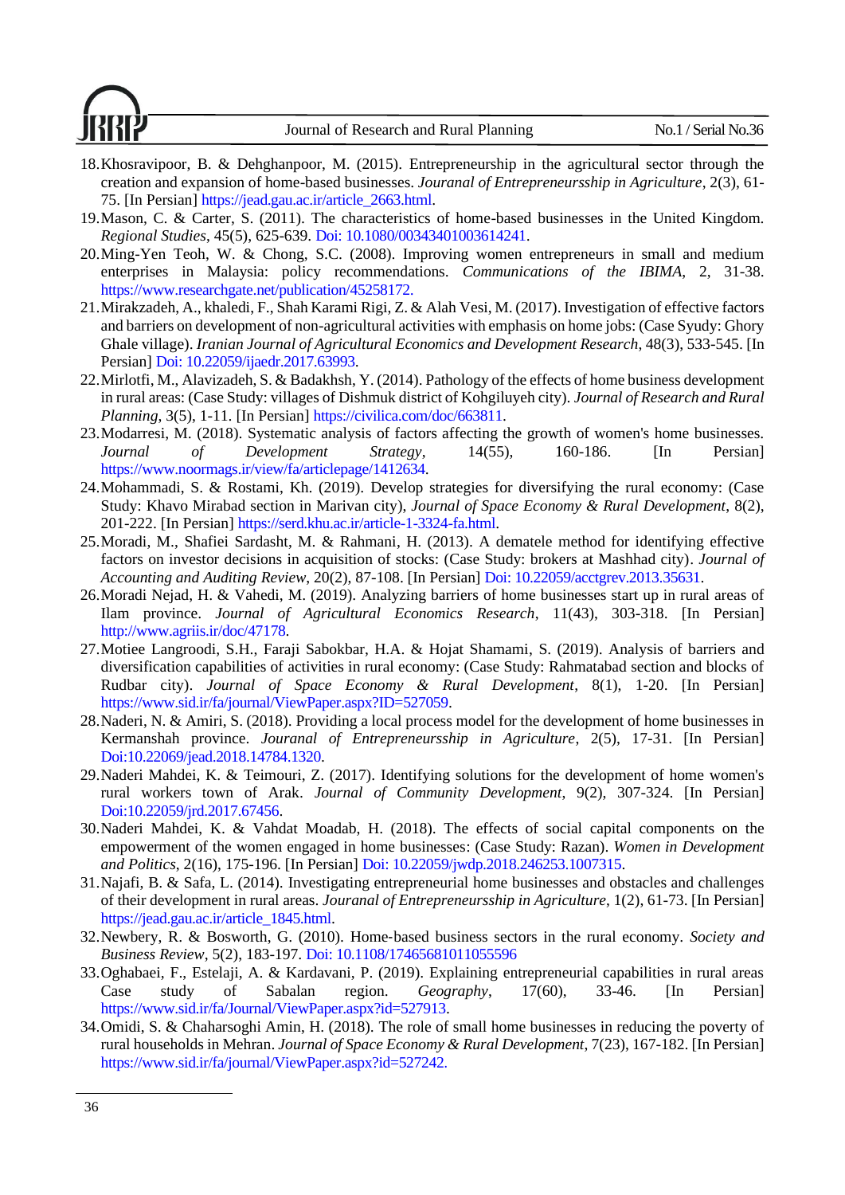18. Khosravipoor, B. & Dehghanpoor, M. (2015). Entrepreneurship in the agricultural sector through the creation and expansion of home-based businesses. *Jouranal of Entrepreneurssship in Agriculture*, 2(3), 61-75. [In Persian] https://jead.gau.ac.ir/article_2663.html.
19. Mason, C. & Carter, S. (2011). The characteristics of home-based businesses in the United Kingdom. *Regional Studies*, 45(5), 625-639. Doi: 10.1080/00343401003614241.
20. Ming-Yen Teoh, W. & Chong, S.C. (2008). Improving women entrepreneurs in small and medium enterprises in Malaysia: policy recommendations. *Communications of the IBIMA*, 2, 31-38. https://www.researchgate.net/publication/45258172.
21. Mirakzadeh, A., khaledi, F., Shah Karami Rigi, Z. & Alah Vesi, M. (2017). Investigation of effective factors and barriers on development of non-agricultural activities with emphasis on home jobs: (Case Syudy: Ghory Ghale village). *Iranian Journal of Agricultural Economics and Development Research*, 48(3), 533-545. [In Persian] Doi: 10.22059/ijaedr.2017.63993.
22. Mirlotfi, M., Alavizadeh, S. & Badakhsh, Y. (2014). Pathology of the effects of home business development in rural areas: (Case Study: villages of Dishmuk district of Kohgiluyeh city). *Journal of Research and Rural Planning*, 3(5), 1-11. [In Persian] https://civilica.com/doc/663811.
23. Modarresi, M. (2018). Systematic analysis of factors affecting the growth of women's home businesses. *Journal of Development Strategy*, 14(55), 160-186. [In Persian] https://www.noormags.ir/view/fa/articlepage/1412634.
24. Mohammadi, S. & Rostami, Kh. (2019). Develop strategies for diversifying the rural economy: (Case Study: Khavo Mirabad section in Marivan city), *Journal of Space Economy & Rural Development*, 8(2), 201-222. [In Persian] https://serd.khu.ac.ir/article-1-3324-fa.html.
25. Moradi, M., Shafiei Sardasht, M. & Rahmani, H. (2013). A dematele method for identifying effective factors on investor decisions in acquisition of stocks: (Case Study: brokers at Mashhad city). *Journal of Accounting and Auditing Review*, 20(2), 87-108. [In Persian] Doi: 10.22059/acctgrev.2013.35631.
26. Moradi Nejad, H. & Vahedi, M. (2019). Analyzing barriers of home businesses start up in rural areas of Ilam province. *Journal of Agricultural Economics Research*, 11(43), 303-318. [In Persian] http://www.agriis.ir/doc/47178.
27. Motiee Langroodi, S.H., Faraji Sabokbar, H.A. & Hojat Shamami, S. (2019). Analysis of barriers and diversification capabilities of activities in rural economy: (Case Study: Rahmatabad section and blocks of Rudbar city). *Journal of Space Economy & Rural Development*, 8(1), 1-20. [In Persian] https://www.sid.ir/fa/journal/ViewPaper.aspx?ID=527059.
28. Naderi, N. & Amiri, S. (2018). Providing a local process model for the development of home businesses in Kermanshah province. *Jouranal of Entrepreneurssship in Agriculture*, 2(5), 17-31. [In Persian] Doi:10.22069/jead.2018.14784.1320.
29. Naderi Mahdei, K. & Teimouri, Z. (2017). Identifying solutions for the development of home women's rural workers town of Arak. *Journal of Community Development*, 9(2), 307-324. [In Persian] Doi:10.22059/jrd.2017.67456.
30. Naderi Mahdei, K. & Vahdat Moadab, H. (2018). The effects of social capital components on the empowerment of the women engaged in home businesses: (Case Study: Razan). *Women in Development and Politics*, 2(16), 175-196. [In Persian] Doi: 10.22059/jwdp.2018.246253.1007315.
31. Najafi, B. & Safa, L. (2014). Investigating entrepreneurial home businesses and obstacles and challenges of their development in rural areas. *Jouranal of Entrepreneurssship in Agriculture*, 1(2), 61-73. [In Persian] https://jead.gau.ac.ir/article_1845.html.
32. Newbery, R. & Bosworth, G. (2010). Home-based business sectors in the rural economy. *Society and Business Review*, 5(2), 183-197. Doi: 10.1108/17465681011055596
33. Oghabaei, F., Estelaji, A. & Kardavani, P. (2019). Explaining entrepreneurial capabilities in rural areas Case study of Sabalan region. *Geography*, 17(60), 33-46. [In Persian] https://www.sid.ir/fa/Journal/ViewPaper.aspx?id=527913.
34. Omidi, S. & Chaharsoghi Amin, H. (2018). The role of small home businesses in reducing the poverty of rural households in Mehran. *Journal of Space Economy & Rural Development*, 7(23), 167-182. [In Persian] https://www.sid.ir/fa/journal/ViewPaper.aspx?id=527242.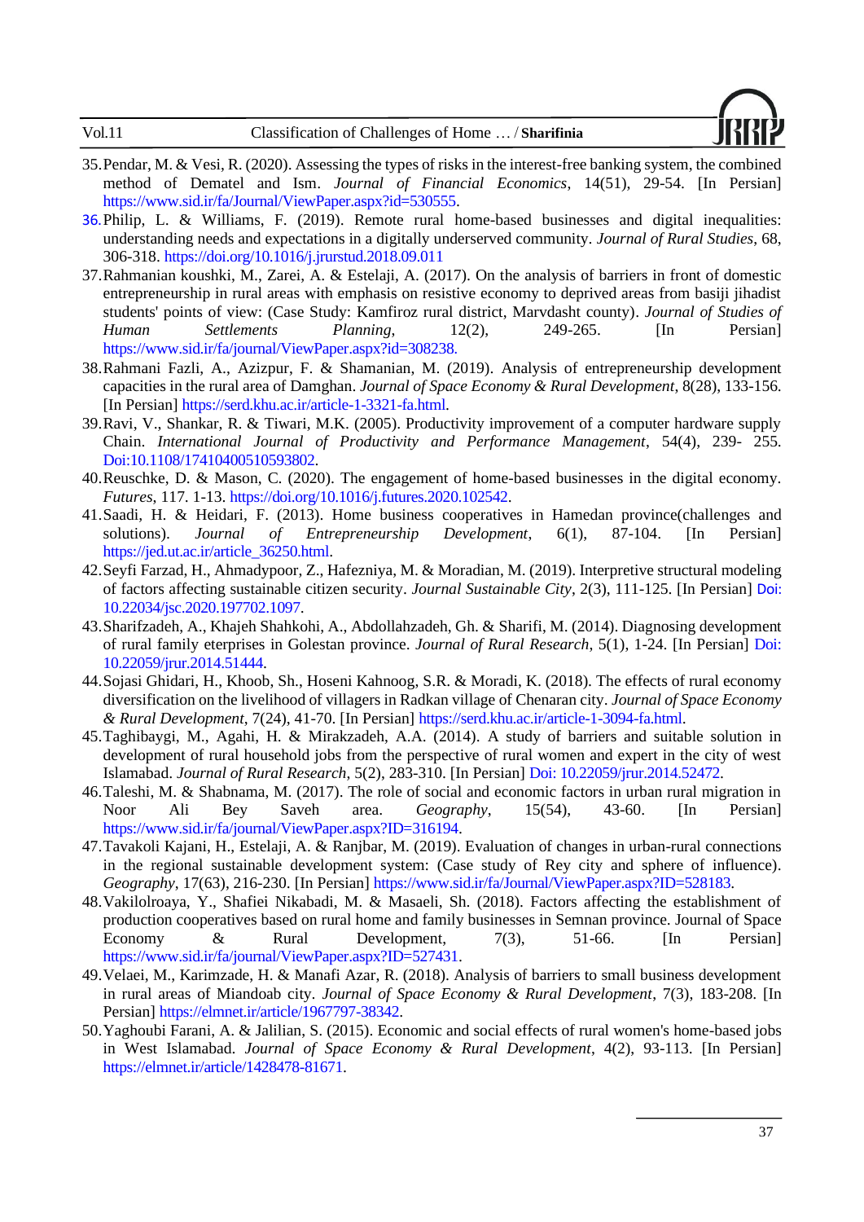35. Pendar, M. & Vesi, R. (2020). Assessing the types of risks in the interest-free banking system, the combined method of Dematel and Ism. *Journal of Financial Economics*, 14(51), 29-54. [In Persian] https://www.sid.ir/fa/Journal/ViewPaper.aspx?id=530555.
36. Philip, L. & Williams, F. (2019). Remote rural home-based businesses and digital inequalities: understanding needs and expectations in a digitally underserved community. *Journal of Rural Studies*, 68, 306-318. https://doi.org/10.1016/j.jrurstud.2018.09.011
37. Rahmanian koushki, M., Zarei, A. & Estelaji, A. (2017). On the analysis of barriers in front of domestic entrepreneurship in rural areas with emphasis on resistive economy to deprived areas from basiji jihadist students' points of view: (Case Study: Kamfiroz rural district, Marvdasht county). *Journal of Studies of Human Settlements Planning*, 12(2), 249-265. [In Persian] https://www.sid.ir/fa/journal/ViewPaper.aspx?id=308238.
38. Rahmani Fazli, A., Azizpur, F. & Shamanian, M. (2019). Analysis of entrepreneurship development capacities in the rural area of Damghan. *Journal of Space Economy & Rural Development*, 8(28), 133-156. [In Persian] https://serd.khu.ac.ir/article-1-3321-fa.html.
39. Ravi, V., Shankar, R. & Tiwari, M.K. (2005). Productivity improvement of a computer hardware supply Chain. *International Journal of Productivity and Performance Management*, 54(4), 239- 255. Doi:10.1108/17410400510593802.
40. Reuschke, D. & Mason, C. (2020). The engagement of home-based businesses in the digital economy. *Futures*, 117. 1-13. https://doi.org/10.1016/j.futures.2020.102542.
41. Saadi, H. & Heidari, F. (2013). Home business cooperatives in Hamedan province(challenges and solutions). *Journal of Entrepreneurship Development*, 6(1), 87-104. [In Persian] https://jed.ut.ac.ir/article_36250.html.
42. Seyfi Farzad, H., Ahmadypoor, Z., Hafezniya, M. & Moradian, M. (2019). Interpretive structural modeling of factors affecting sustainable citizen security. *Journal Sustainable City*, 2(3), 111-125. [In Persian] Doi: 10.22034/jsc.2020.197702.1097.
43. Sharifzadeh, A., Khajeh Shahkohi, A., Abdollahzadeh, Gh. & Sharifi, M. (2014). Diagnosing development of rural family eterprises in Golestan province. *Journal of Rural Research*, 5(1), 1-24. [In Persian] Doi: 10.22059/jrur.2014.51444.
44. Sojasi Ghidari, H., Khoob, Sh., Hoseni Kahnoog, S.R. & Moradi, K. (2018). The effects of rural economy diversification on the livelihood of villagers in Radkan village of Chenaran city. *Journal of Space Economy & Rural Development*, 7(24), 41-70. [In Persian] https://serd.khu.ac.ir/article-1-3094-fa.html.
45. Taghibaygi, M., Agahi, H. & Mirakzadeh, A.A. (2014). A study of barriers and suitable solution in development of rural household jobs from the perspective of rural women and expert in the city of west Islamabad. *Journal of Rural Research*, 5(2), 283-310. [In Persian] Doi: 10.22059/jrur.2014.52472.
46. Taleshi, M. & Shabnama, M. (2017). The role of social and economic factors in urban rural migration in Noor Ali Bey Saveh area. *Geography*, 15(54), 43-60. [In Persian] https://www.sid.ir/fa/journal/ViewPaper.aspx?ID=316194.
47. Tavakoli Kajani, H., Estelaji, A. & Ranjbar, M. (2019). Evaluation of changes in urban-rural connections in the regional sustainable development system: (Case study of Rey city and sphere of influence). *Geography*, 17(63), 216-230. [In Persian] https://www.sid.ir/fa/Journal/ViewPaper.aspx?ID=528183.
48. Vakilolroaya, Y., Shafiei Nikabadi, M. & Masaeli, Sh. (2018). Factors affecting the establishment of production cooperatives based on rural home and family businesses in Semnan province. Journal of Space Economy & Rural Development, 7(3), 51-66. [In Persian] https://www.sid.ir/fa/journal/ViewPaper.aspx?ID=527431.
49. Velaei, M., Karimzade, H. & Manafi Azar, R. (2018). Analysis of barriers to small business development in rural areas of Miandoab city. *Journal of Space Economy & Rural Development*, 7(3), 183-208. [In Persian] https://elmnet.ir/article/1967797-38342.
50. Yaghoubi Farani, A. & Jalilian, S. (2015). Economic and social effects of rural women's home-based jobs in West Islamabad. *Journal of Space Economy & Rural Development*, 4(2), 93-113. [In Persian] https://elmnet.ir/article/1428478-81671.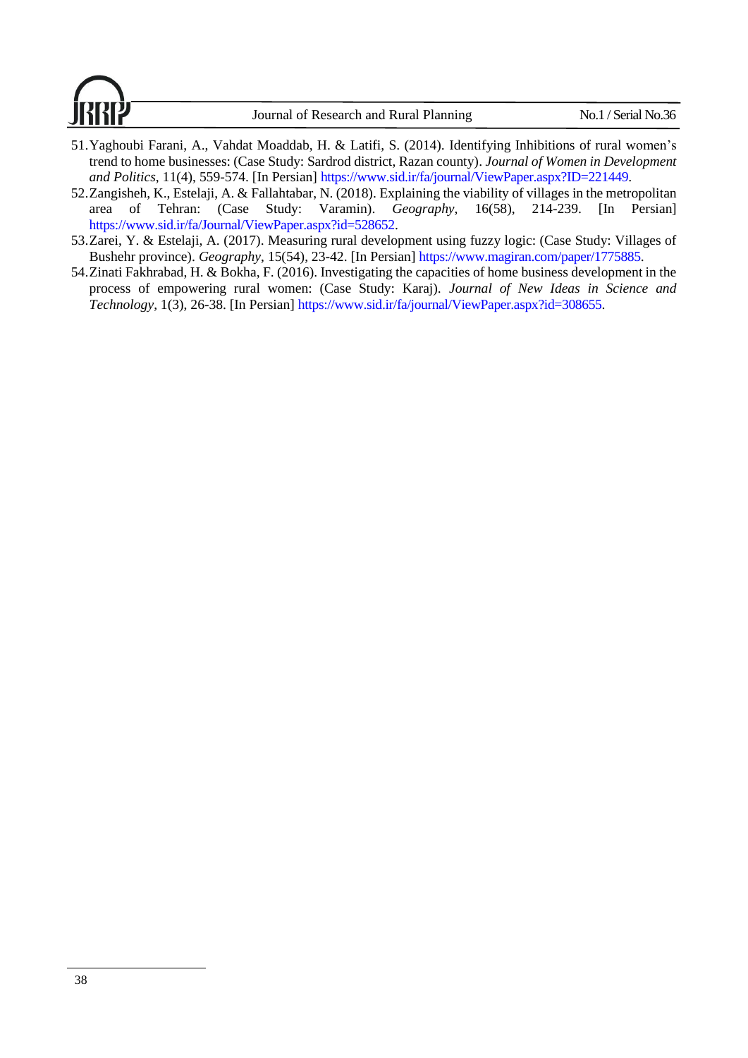51. Yaghoubi Farani, A., Vahdat Moaddab, H. & Latifi, S. (2014). Identifying Inhibitions of rural women's trend to home businesses: (Case Study: Sardrod district, Razan county). *Journal of Women in Development and Politics*, 11(4), 559-574. [In Persian] https://www.sid.ir/fa/journal/ViewPaper.aspx?ID=221449.
52. Zangisheh, K., Estelaji, A. & Fallahtabar, N. (2018). Explaining the viability of villages in the metropolitan area of Tehran: (Case Study: Varamin). *Geography*, 16(58), 214-239. [In Persian] https://www.sid.ir/fa/Journal/ViewPaper.aspx?id=528652.
53. Zarei, Y. & Estelaji, A. (2017). Measuring rural development using fuzzy logic: (Case Study: Villages of Bushehr province). *Geography*, 15(54), 23-42. [In Persian] https://www.magiran.com/paper/1775885.
54. Zinati Fakhrabad, H. & Bokha, F. (2016). Investigating the capacities of home business development in the process of empowering rural women: (Case Study: Karaj). *Journal of New Ideas in Science and Technology*, 1(3), 26-38. [In Persian] https://www.sid.ir/fa/journal/ViewPaper.aspx?id=308655.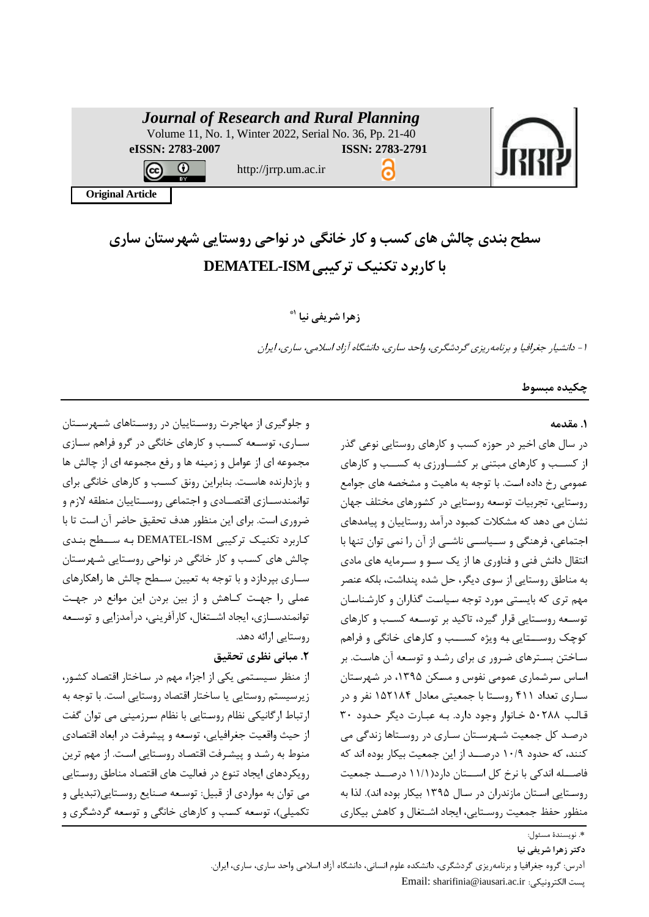Journal of Research and Rural Planning
Volume 11, No. 1, Winter 2022, Serial No. 36, Pp. 21-40
eISSN: 2783-2007 ISSN: 2783-2791
http://jrrp.um.ac.ir

**Original Article**

# سطح بندی چالش های کسب و کار خانگی در نواحی روستایی شهرستان ساری با کاربرد تکنیک ترکیبی DEMATEL-ISM

**زهرا شریفی نیا [1*]**

۱- دانشیار جغرافیا و برنامه‌ریزی گردشگری، واحد ساری، دانشگاه آزاد اسلامی، ساری، ایران

## چکیده مبسوط

### ۱. مقدمه

در سال های اخیر در حوزه کسب و کارهای روستایی نوعی گذر از کسب و کارهای مبتنی بر کشاورزی به کسب و کارهای عمومی رخ داده است. با توجه به ماهیت و مشخصه های جوامع روستایی، تجربیات توسعه روستایی در کشورهای مختلف جهان نشان می دهد که مشکلات کمبود درآمد روستاییان و پیامدهای اجتماعی، فرهنگی و سیاسی ناشی از آن را نمی توان تنها با انتقال دانش فنی و فناوری ها از یک سو و سرمایه های مادی به مناطق روستایی از سوی دیگر، حل شده پنداشت، بلکه عنصر مهم تری که بایستی مورد توجه سیاست گذاران و کارشناسان توسعه روستایی قرار گیرد، تاکید بر توسعه کسب و کارهای کوچک روستایی به ویژه کسب و کارهای خانگی و فراهم ساختن بسترهای ضرور ی برای رشد و توسعه آن هاست. بر اساس سرشماری عمومی نفوس و مسکن ۱۳۹۵، در شهرستان ساری تعداد ۴۱۱ روستا با جمعیتی معادل ۱۵۲۱۸۴ نفر و در قالب ۵۰۲۸۸ خانوار وجود دارد. به عبارت دیگر حدود ۳۰ درصد کل جمعیت شهرستان ساری در روستاها زندگی می کنند، که حدود ۱۰/۹ درصد از این جمعیت بیکار بوده اند که فاصله اندکی با نرخ کل استان دارد(۱۱/۱ درصد جمعیت روستایی استان مازندران در سال ۱۳۹۵ بیکار بوده اند). لذا به منظور حفظ جمعیت روستایی، ایجاد اشتغال و کاهش بیکاری و جلوگیری از مهاجرت روستاییان در روستاهای شهرستان ساری، توسعه کسب و کارهای خانگی در گرو فراهم سازی مجموعه ای از عوامل و زمینه ها و رفع مجموعه ای از چالش ها و بازدارنده هاست. بنابراین رونق کسب و کارهای خانگی برای توانمندسازی اقتصادی و اجتماعی روستاییان منطقه لازم و ضروری است. برای این منظور هدف تحقیق حاضر آن است تا با کاربرد تکنیک ترکیبی DEMATEL-ISM به سطح بندی چالش های کسب و کار خانگی در نواحی روستایی شهرستان ساری بپردازد و با توجه به تعیین سطح چالش ها راهکارهای عملی را جهت کاهش و از بین بردن این موانع در جهت توانمندسازی، ایجاد اشتغال، کارآفرینی، درآمدزایی و توسعه روستایی ارائه دهد.

### ۲. مبانی نظری تحقیق

از منظر سیستمی یکی از اجزاء مهم در ساختار اقتصاد کشور، زیرسیستم روستایی یا ساختار اقتصاد روستایی است. با توجه به ارتباط ارگانیکی نظام روستایی با نظام سرزمینی می توان گفت از حیث واقعیت جغرافیایی، توسعه و پیشرفت در ابعاد اقتصادی منوط به رشد و پیشرفت اقتصاد روستایی است. از مهم ترین رویکردهای ایجاد تنوع در فعالیت های اقتصاد مناطق روستایی می توان به مواردی از قبیل: توسعه صنایع روستایی(تبدیلی و تکمیلی)، توسعه کسب و کارهای خانگی و توسعه گردشگری و

---

*. نویسندهٔ مسئول:

**دکتر زهرا شریفی نیا**

آدرس: گروه جغرافیا و برنامه‌ریزی گردشگری، دانشکده علوم انسانی، دانشگاه آزاد اسلامی واحد ساری، ساری، ایران.

پست الکترونیکی: Email: sharifinia@iausari.ac.ir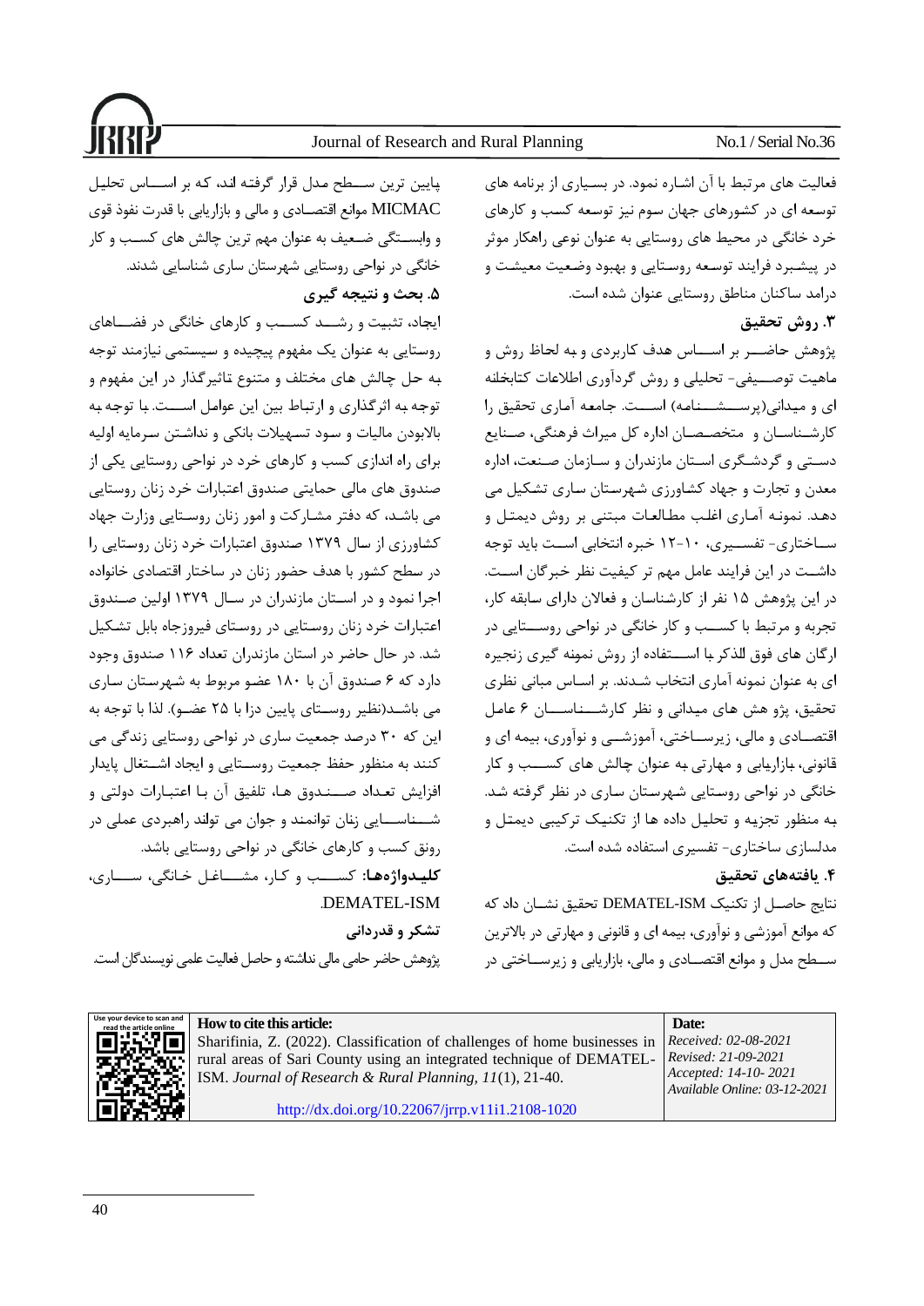فعالیت های مرتبط با آن اشاره نمود. در بسیاری از برنامه های توسعه ای در کشورهای جهان سوم نیز توسعه کسب و کارهای خرد خانگی در محیط های روستایی به عنوان نوعی راهکار موثر در پیشبرد فرایند توسعه روستایی و بهبود وضعیت معیشت و درامد ساکنان مناطق روستایی عنوان شده است.

### ۳. روش تحقیق

پژوهش حاضر بر اساس هدف کاربردی و به لحاظ روش و ماهیت توصیفی- تحلیلی و روش گردآوری اطلاعات کتابخانه ای و میدانی(پرسشنامه) است. جامعه آماری تحقیق را کارشناسان و متخصصان اداره کل میراث فرهنگی، صنایع دستی و گردشگری استان مازندران و سازمان صنعت، اداره معدن و تجارت و جهاد کشاورزی شهرستان ساری تشکیل می دهد. نمونه آماری اغلب مطالعات مبتنی بر روش دیمتل و ساختاری- تفسیری، ۱۰-۱۲ خبره انتخابی است باید توجه داشت در این فرایند عامل مهم تر کیفیت نظر خبرگان است. در این پژوهش ۱۵ نفر از کارشناسان و فعالان دارای سابقه کار، تجربه و مرتبط با کسب و کار خانگی در نواحی روستایی در ارگان های فوق الذکر با استفاده از روش نمونه گیری زنجیره ای به عنوان نمونه آماری انتخاب شدند. بر اساس مبانی نظری تحقیق، پژو هش های میدانی و نظر کارشناسان ۶ عامل اقتصادی و مالی، زیرساختی، آموزشی و نوآوری، بیمه ای و قانونی، بازاریابی و مهارتی به عنوان چالش های کسب و کار خانگی در نواحی روستایی شهرستان ساری در نظر گرفته شد. به منظور تجزیه و تحلیل داده ها از تکنیک ترکیبی دیمتل و مدلسازی ساختاری- تفسیری استفاده شده است.

### ۴. یافته‌های تحقیق

نتایج حاصل از تکنیک DEMATEL-ISM تحقیق نشان داد که که موانع آموزشی و نوآوری، بیمه ای و قانونی و مهارتی در بالاترین سطح مدل و موانع اقتصادی و مالی، بازاریابی و زیرساختی در پایین ترین سطح مدل قرار گرفته اند، که بر اساس تحلیل MICMAC موانع اقتصادی و مالی و بازاریابی با قدرت نفوذ قوی و وابستگی ضعیف به عنوان مهم ترین چالش های کسب و کار خانگی در نواحی روستایی شهرستان ساری شناسایی شدند.

### ۵. بحث و نتیجه گیری

ایجاد، تثبیت و رشد کسب و کارهای خانگی در فضاهای روستایی به عنوان یک مفهوم پیچیده و سیستمی نیازمند توجه به حل چالش های مختلف و متنوع تاثیرگذار در این مفهوم و توجه به اثرگذاری و ارتباط بین این عوامل است. با توجه به بالابودن مالیات و سود تسهیلات بانکی و نداشتن سرمایه اولیه برای راه اندازی کسب و کارهای خرد در نواحی روستایی یکی از صندوق های مالی حمایتی صندوق اعتبارات خرد زنان روستایی می باشد، که دفتر مشارکت و امور زنان روستایی وزارت جهاد کشاورزی از سال ۱۳۷۹ صندوق اعتبارات خرد زنان روستایی را در سطح کشور با هدف حضور زنان در ساختار اقتصادی خانواده اجرا نمود و در استان مازندران در سال ۱۳۷۹ اولین صندوق اعتبارات خرد زنان روستایی در روستای فیروزجاه بابل تشکیل شد. در حال حاضر در استان مازندران تعداد ۱۱۶ صندوق وجود دارد که ۶ صندوق آن با ۱۸۰ عضو مربوط به شهرستان ساری می باشد(نظیر روستای پایین دزا با ۲۵ عضو). لذا با توجه به این که ۳۰ درصد جمعیت ساری در نواحی روستایی زندگی می کنند به منظور حفظ جمعیت روستایی و ایجاد اشتغال پایدار افزایش تعداد صندوق ها، تلفیق آن با اعتبارات دولتی و شناسایی زنان توانمند و جوان می تواند راهبردی عملی در رونق کسب و کارهای خانگی در نواحی روستایی باشد.

**کلیدواژه‌ها:** کسب و کار، مشاغل خانگی، ساری، DEMATEL-ISM.

**تشکر و قدردانی**

پژوهش حاضر حامی مالی نداشته و حاصل فعالیت علمی نویسندگان است.

| How to cite this article: | Date: |
|---|---|
| Sharifinia, Z. (2022). Classification of challenges of home businesses in rural areas of Sari County using an integrated technique of DEMATEL-ISM. *Journal of Research & Rural Planning, 11*(1), 21-40. http://dx.doi.org/10.22067/jrrp.v11i1.2108-1020 | *Received: 02-08-2021* *Revised: 21-09-2021* *Accepted: 14-10- 2021* *Available Online: 03-12-2021* |